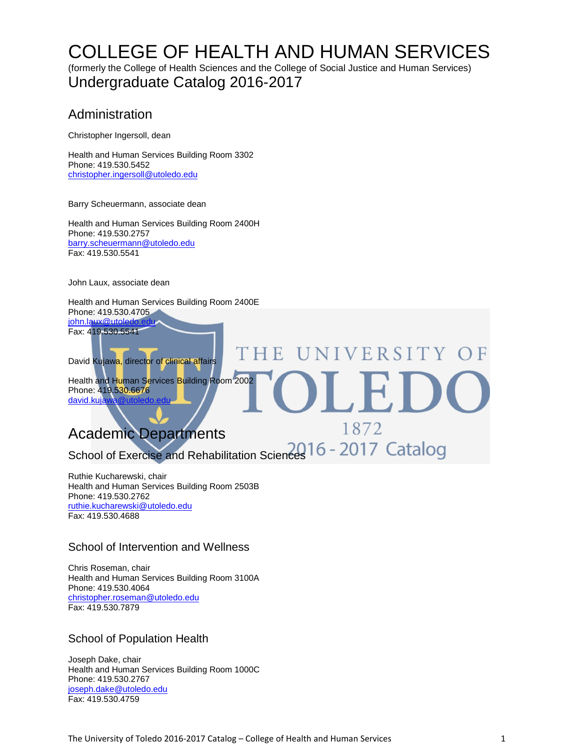# COLLEGE OF HEALTH AND HUMAN SERVICES

(formerly the College of Health Sciences and the College of Social Justice and Human Services)

## Undergraduate Catalog 2016-2017

## Administration

Christopher Ingersoll, dean

Health and Human Services Building Room 3302
Phone: 419.530.5452
christopher.ingersoll@utoledo.edu

Barry Scheuermann, associate dean

Health and Human Services Building Room 2400H
Phone: 419.530.2757
barry.scheuermann@utoledo.edu
Fax: 419.530.5541

John Laux, associate dean

Health and Human Services Building Room 2400E
Phone: 419.530.4705
john.laux@utoledo.edu
Fax: 419.530.5541

David Kujawa, director of clinical affairs

Health and Human Services Building Room 2002
Phone: 419.530.6676
david.kujawa@utoledo.edu

## Academic Departments

### School of Exercise and Rehabilitation Sciences

Ruthie Kucharewski, chair
Health and Human Services Building Room 2503B
Phone: 419.530.2762
ruthie.kucharewski@utoledo.edu
Fax: 419.530.4688

### School of Intervention and Wellness

Chris Roseman, chair
Health and Human Services Building Room 3100A
Phone: 419.530.4064
christopher.roseman@utoledo.edu
Fax: 419.530.7879

### School of Population Health

Joseph Dake, chair
Health and Human Services Building Room 1000C
Phone: 419.530.2767
joseph.dake@utoledo.edu
Fax: 419.530.4759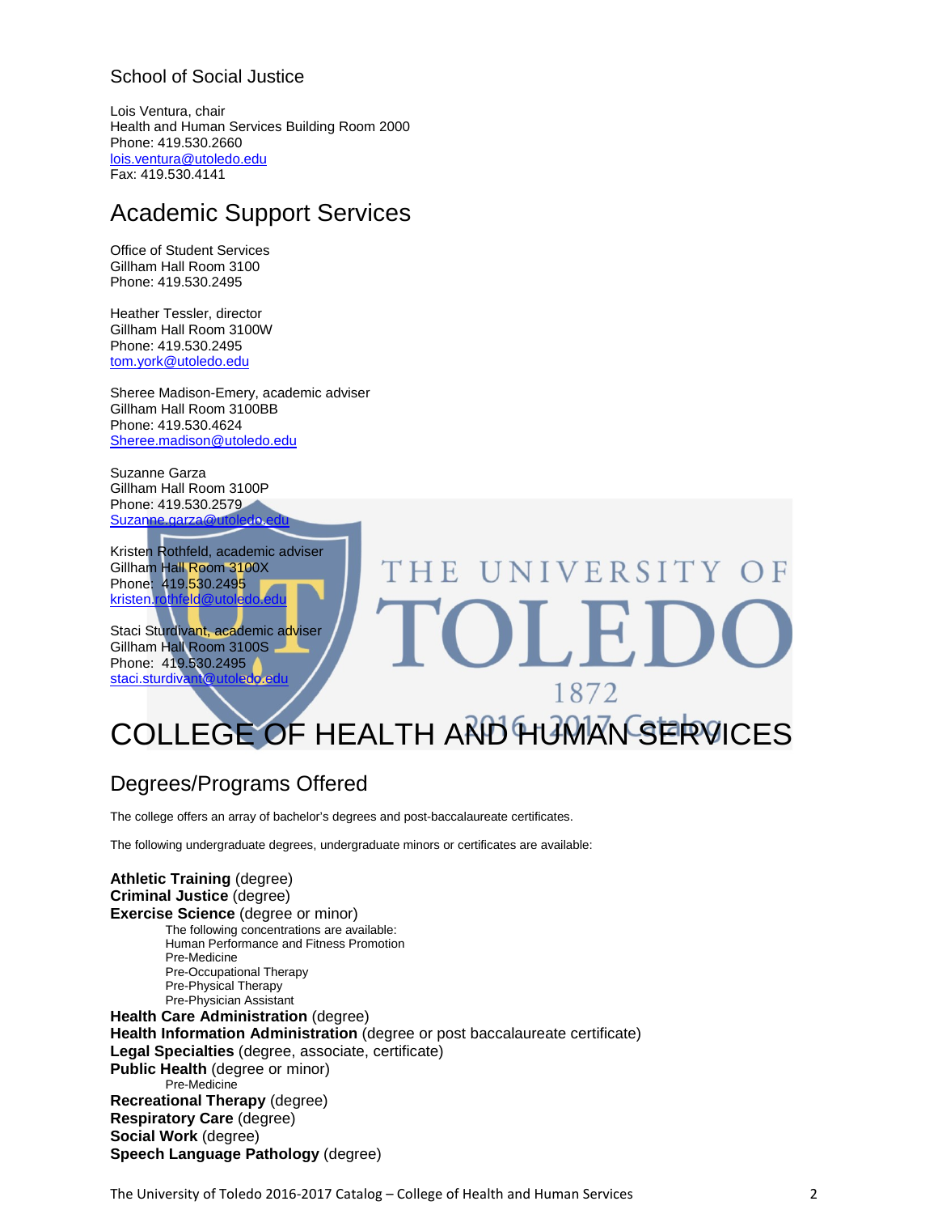School of Social Justice

Lois Ventura, chair
Health and Human Services Building Room 2000
Phone: 419.530.2660
lois.ventura@utoledo.edu
Fax: 419.530.4141

## Academic Support Services

Office of Student Services
Gillham Hall Room 3100
Phone: 419.530.2495

Heather Tessler, director
Gillham Hall Room 3100W
Phone: 419.530.2495
tom.york@utoledo.edu

Sheree Madison-Emery, academic adviser
Gillham Hall Room 3100BB
Phone: 419.530.4624
Sheree.madison@utoledo.edu

Suzanne Garza
Gillham Hall Room 3100P
Phone: 419.530.2579
Suzanne.garza@utoledo.edu

Kristen Rothfeld, academic adviser
Gillham Hall Room 3100X
Phone: 419.530.2495
kristen.rothfeld@utoledo.edu

Staci Sturdivant, academic adviser
Gillham Hall Room 3100S
Phone: 419.530.2495
staci.sturdivant@utoledo.edu

# COLLEGE OF HEALTH AND HUMAN SERVICES

## Degrees/Programs Offered

The college offers an array of bachelor's degrees and post-baccalaureate certificates.

The following undergraduate degrees, undergraduate minors or certificates are available:

**Athletic Training** (degree)
**Criminal Justice** (degree)
**Exercise Science** (degree or minor)
- The following concentrations are available:
- Human Performance and Fitness Promotion
- Pre-Medicine
- Pre-Occupational Therapy
- Pre-Physical Therapy
- Pre-Physician Assistant

**Health Care Administration** (degree)
**Health Information Administration** (degree or post baccalaureate certificate)
**Legal Specialties** (degree, associate, certificate)
**Public Health** (degree or minor)
- Pre-Medicine

**Recreational Therapy** (degree)
**Respiratory Care** (degree)
**Social Work** (degree)
**Speech Language Pathology** (degree)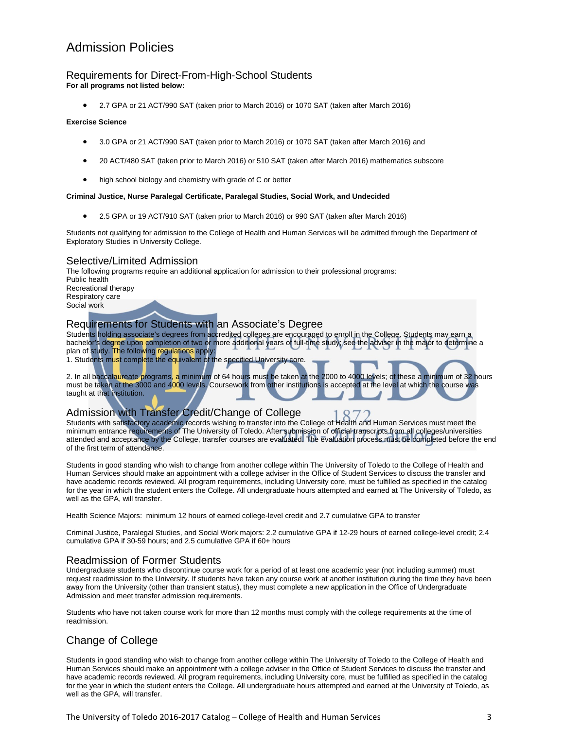# Admission Policies

## Requirements for Direct-From-High-School Students

**For all programs not listed below:**

- 2.7 GPA or 21 ACT/990 SAT (taken prior to March 2016) or 1070 SAT (taken after March 2016)

**Exercise Science**

- 3.0 GPA or 21 ACT/990 SAT (taken prior to March 2016) or 1070 SAT (taken after March 2016) and
- 20 ACT/480 SAT (taken prior to March 2016) or 510 SAT (taken after March 2016) mathematics subscore
- high school biology and chemistry with grade of C or better

**Criminal Justice, Nurse Paralegal Certificate, Paralegal Studies, Social Work, and Undecided**

- 2.5 GPA or 19 ACT/910 SAT (taken prior to March 2016) or 990 SAT (taken after March 2016)

Students not qualifying for admission to the College of Health and Human Services will be admitted through the Department of Exploratory Studies in University College.

## Selective/Limited Admission

The following programs require an additional application for admission to their professional programs:
Public health
Recreational therapy
Respiratory care
Social work

## Requirements for Students with an Associate's Degree

Students holding associate's degrees from accredited colleges are encouraged to enroll in the College. Students may earn a bachelor's degree upon completion of two or more additional years of full-time study; see the adviser in the major to determine a plan of study. The following regulations apply:
1. Students must complete the equivalent of the specified University core.

2. In all baccalaureate programs, a minimum of 64 hours must be taken at the 2000 to 4000 levels; of these a minimum of 32 hours must be taken at the 3000 and 4000 levels. Coursework from other institutions is accepted at the level at which the course was taught at that institution.

## Admission with Transfer Credit/Change of College

Students with satisfactory academic records wishing to transfer into the College of Health and Human Services must meet the minimum entrance requirements of The University of Toledo. After submission of official transcripts from all colleges/universities attended and acceptance by the College, transfer courses are evaluated. The evaluation process must be completed before the end of the first term of attendance.

Students in good standing who wish to change from another college within The University of Toledo to the College of Health and Human Services should make an appointment with a college adviser in the Office of Student Services to discuss the transfer and have academic records reviewed. All program requirements, including University core, must be fulfilled as specified in the catalog for the year in which the student enters the College. All undergraduate hours attempted and earned at The University of Toledo, as well as the GPA, will transfer.

Health Science Majors: minimum 12 hours of earned college-level credit and 2.7 cumulative GPA to transfer

Criminal Justice, Paralegal Studies, and Social Work majors: 2.2 cumulative GPA if 12-29 hours of earned college-level credit; 2.4 cumulative GPA if 30-59 hours; and 2.5 cumulative GPA if 60+ hours

## Readmission of Former Students

Undergraduate students who discontinue course work for a period of at least one academic year (not including summer) must request readmission to the University. If students have taken any course work at another institution during the time they have been away from the University (other than transient status), they must complete a new application in the Office of Undergraduate Admission and meet transfer admission requirements.

Students who have not taken course work for more than 12 months must comply with the college requirements at the time of readmission.

## Change of College

Students in good standing who wish to change from another college within The University of Toledo to the College of Health and Human Services should make an appointment with a college adviser in the Office of Student Services to discuss the transfer and have academic records reviewed. All program requirements, including University core, must be fulfilled as specified in the catalog for the year in which the student enters the College. All undergraduate hours attempted and earned at the University of Toledo, as well as the GPA, will transfer.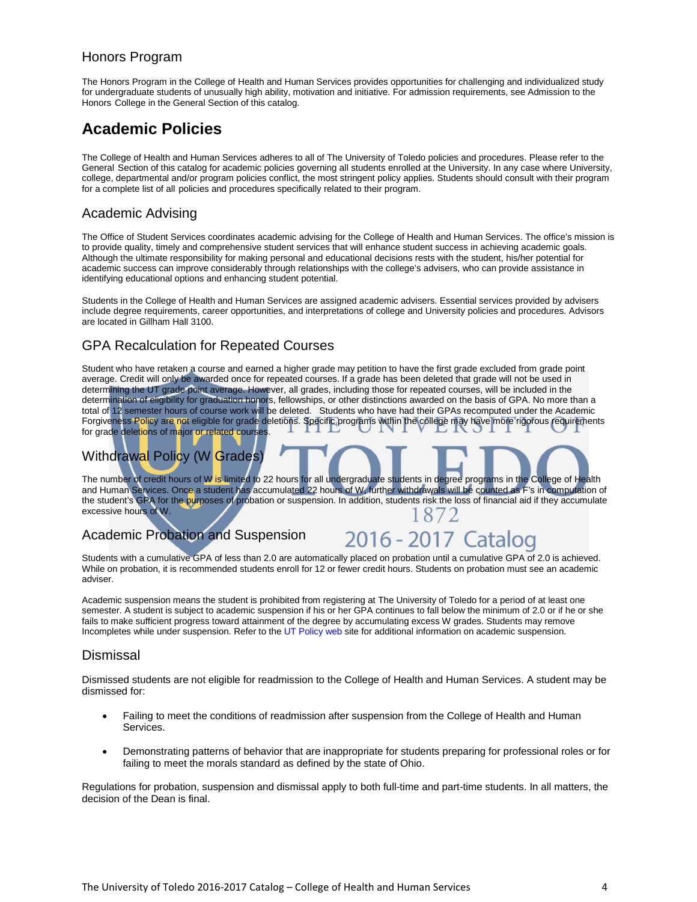## Honors Program

The Honors Program in the College of Health and Human Services provides opportunities for challenging and individualized study for undergraduate students of unusually high ability, motivation and initiative. For admission requirements, see Admission to the Honors College in the General Section of this catalog.

# Academic Policies

The College of Health and Human Services adheres to all of The University of Toledo policies and procedures. Please refer to the General Section of this catalog for academic policies governing all students enrolled at the University. In any case where University, college, departmental and/or program policies conflict, the most stringent policy applies. Students should consult with their program for a complete list of all policies and procedures specifically related to their program.

## Academic Advising

The Office of Student Services coordinates academic advising for the College of Health and Human Services. The office's mission is to provide quality, timely and comprehensive student services that will enhance student success in achieving academic goals. Although the ultimate responsibility for making personal and educational decisions rests with the student, his/her potential for academic success can improve considerably through relationships with the college's advisers, who can provide assistance in identifying educational options and enhancing student potential.

Students in the College of Health and Human Services are assigned academic advisers. Essential services provided by advisers include degree requirements, career opportunities, and interpretations of college and University policies and procedures. Advisors are located in Gillham Hall 3100.

## GPA Recalculation for Repeated Courses

Student who have retaken a course and earned a higher grade may petition to have the first grade excluded from grade point average. Credit will only be awarded once for repeated courses. If a grade has been deleted that grade will not be used in determining the UT grade point average. However, all grades, including those for repeated courses, will be included in the determination of eligibility for graduation honors, fellowships, or other distinctions awarded on the basis of GPA. No more than a total of 12 semester hours of course work will be deleted. Students who have had their GPAs recomputed under the Academic Forgiveness Policy are not eligible for grade deletions. Specific programs within the college may have more rigorous requirements for grade deletions of major or related courses.

## Withdrawal Policy (W Grades)

The number of credit hours of W is limited to 22 hours for all undergraduate students in degree programs in the College of Health and Human Services. Once a student has accumulated 22 hours of W, further withdrawals will be counted as F's in computation of the student's GPA for the purposes of probation or suspension. In addition, students risk the loss of financial aid if they accumulate excessive hours of W.

## Academic Probation and Suspension

Students with a cumulative GPA of less than 2.0 are automatically placed on probation until a cumulative GPA of 2.0 is achieved. While on probation, it is recommended students enroll for 12 or fewer credit hours. Students on probation must see an academic adviser.

Academic suspension means the student is prohibited from registering at The University of Toledo for a period of at least one semester. A student is subject to academic suspension if his or her GPA continues to fall below the minimum of 2.0 or if he or she fails to make sufficient progress toward attainment of the degree by accumulating excess W grades. Students may remove Incompletes while under suspension. Refer to the UT Policy web site for additional information on academic suspension.

## Dismissal

Dismissed students are not eligible for readmission to the College of Health and Human Services. A student may be dismissed for:

- Failing to meet the conditions of readmission after suspension from the College of Health and Human Services.
- Demonstrating patterns of behavior that are inappropriate for students preparing for professional roles or for failing to meet the morals standard as defined by the state of Ohio.

Regulations for probation, suspension and dismissal apply to both full-time and part-time students. In all matters, the decision of the Dean is final.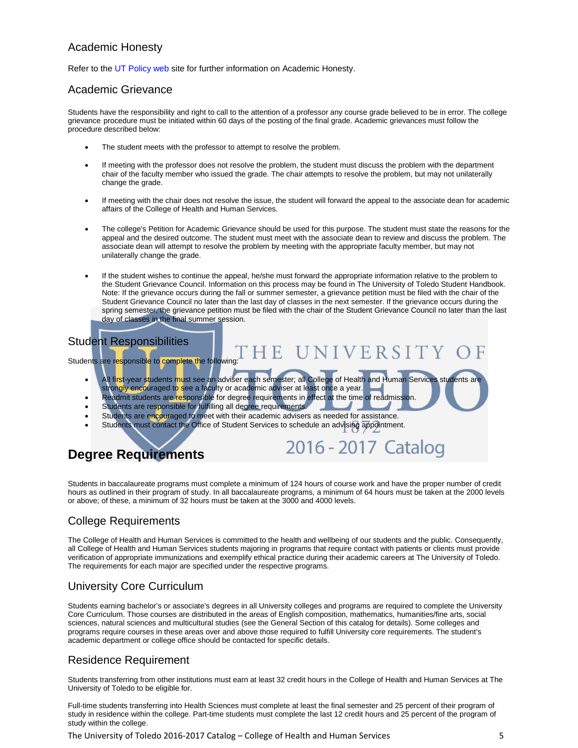## Academic Honesty

Refer to the UT Policy web site for further information on Academic Honesty.

## Academic Grievance

Students have the responsibility and right to call to the attention of a professor any course grade believed to be in error. The college grievance procedure must be initiated within 60 days of the posting of the final grade. Academic grievances must follow the procedure described below:

- The student meets with the professor to attempt to resolve the problem.
- If meeting with the professor does not resolve the problem, the student must discuss the problem with the department chair of the faculty member who issued the grade. The chair attempts to resolve the problem, but may not unilaterally change the grade.
- If meeting with the chair does not resolve the issue, the student will forward the appeal to the associate dean for academic affairs of the College of Health and Human Services.
- The college's Petition for Academic Grievance should be used for this purpose. The student must state the reasons for the appeal and the desired outcome. The student must meet with the associate dean to review and discuss the problem. The associate dean will attempt to resolve the problem by meeting with the appropriate faculty member, but may not unilaterally change the grade.
- If the student wishes to continue the appeal, he/she must forward the appropriate information relative to the problem to the Student Grievance Council. Information on this process may be found in The University of Toledo Student Handbook. Note: If the grievance occurs during the fall or summer semester, a grievance petition must be filed with the chair of the Student Grievance Council no later than the last day of classes in the next semester. If the grievance occurs during the spring semester, the grievance petition must be filed with the chair of the Student Grievance Council no later than the last day of classes in the final summer session.

## Student Responsibilities

Students are responsible to complete the following:

- All first-year students must see an adviser each semester; all College of Health and Human Services students are strongly encouraged to see a faculty or academic adviser at least once a year.
- Readmit students are responsible for degree requirements in effect at the time of readmission.
- Students are responsible for fulfilling all degree requirements.
- Students are encouraged to meet with their academic advisers as needed for assistance.
- Students must contact the Office of Student Services to schedule an advising appointment.

# Degree Requirements

Students in baccalaureate programs must complete a minimum of 124 hours of course work and have the proper number of credit hours as outlined in their program of study. In all baccalaureate programs, a minimum of 64 hours must be taken at the 2000 levels or above; of these, a minimum of 32 hours must be taken at the 3000 and 4000 levels.

## College Requirements

The College of Health and Human Services is committed to the health and wellbeing of our students and the public. Consequently, all College of Health and Human Services students majoring in programs that require contact with patients or clients must provide verification of appropriate immunizations and exemplify ethical practice during their academic careers at The University of Toledo. The requirements for each major are specified under the respective programs.

## University Core Curriculum

Students earning bachelor's or associate's degrees in all University colleges and programs are required to complete the University Core Curriculum. Those courses are distributed in the areas of English composition, mathematics, humanities/fine arts, social sciences, natural sciences and multicultural studies (see the General Section of this catalog for details). Some colleges and programs require courses in these areas over and above those required to fulfill University core requirements. The student's academic department or college office should be contacted for specific details.

## Residence Requirement

Students transferring from other institutions must earn at least 32 credit hours in the College of Health and Human Services at The University of Toledo to be eligible for.

Full-time students transferring into Health Sciences must complete at least the final semester and 25 percent of their program of study in residence within the college. Part-time students must complete the last 12 credit hours and 25 percent of the program of study within the college.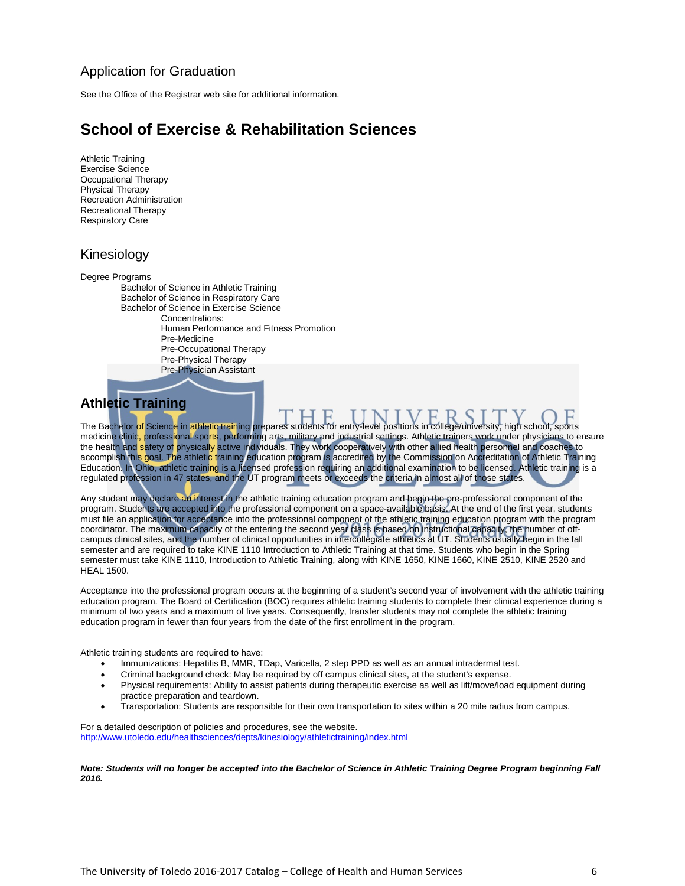## Application for Graduation

See the Office of the Registrar web site for additional information.

# School of Exercise & Rehabilitation Sciences

Athletic Training
Exercise Science
Occupational Therapy
Physical Therapy
Recreation Administration
Recreational Therapy
Respiratory Care

## Kinesiology

Degree Programs
- Bachelor of Science in Athletic Training
- Bachelor of Science in Respiratory Care
- Bachelor of Science in Exercise Science
  - Concentrations:
  - Human Performance and Fitness Promotion
  - Pre-Medicine
  - Pre-Occupational Therapy
  - Pre-Physical Therapy
  - Pre-Physician Assistant

### Athletic Training

The Bachelor of Science in athletic training prepares students for entry-level positions in college/university, high school, sports medicine clinic, professional sports, performing arts, military and industrial settings. Athletic trainers work under physicians to ensure the health and safety of physically active individuals. They work cooperatively with other allied health personnel and coaches to accomplish this goal. The athletic training education program is accredited by the Commission on Accreditation of Athletic Training Education. In Ohio, athletic training is a licensed profession requiring an additional examination to be licensed. Athletic training is a regulated profession in 47 states, and the UT program meets or exceeds the criteria in almost all of those states.

Any student may declare an interest in the athletic training education program and begin the pre-professional component of the program. Students are accepted into the professional component on a space-available basis. At the end of the first year, students must file an application for acceptance into the professional component of the athletic training education program with the program coordinator. The maximum capacity of the entering the second year class is based on instructional capacity, the number of off-campus clinical sites, and the number of clinical opportunities in intercollegiate athletics at UT. Students usually begin in the fall semester and are required to take KINE 1110 Introduction to Athletic Training at that time. Students who begin in the Spring semester must take KINE 1110, Introduction to Athletic Training, along with KINE 1650, KINE 1660, KINE 2510, KINE 2520 and HEAL 1500.

Acceptance into the professional program occurs at the beginning of a student's second year of involvement with the athletic training education program. The Board of Certification (BOC) requires athletic training students to complete their clinical experience during a minimum of two years and a maximum of five years. Consequently, transfer students may not complete the athletic training education program in fewer than four years from the date of the first enrollment in the program.

Athletic training students are required to have:

- Immunizations: Hepatitis B, MMR, TDap, Varicella, 2 step PPD as well as an annual intradermal test.
- Criminal background check: May be required by off campus clinical sites, at the student's expense.
- Physical requirements: Ability to assist patients during therapeutic exercise as well as lift/move/load equipment during practice preparation and teardown.
- Transportation: Students are responsible for their own transportation to sites within a 20 mile radius from campus.

For a detailed description of policies and procedures, see the website.
http://www.utoledo.edu/healthsciences/depts/kinesiology/athletictraining/index.html

***Note: Students will no longer be accepted into the Bachelor of Science in Athletic Training Degree Program beginning Fall 2016.***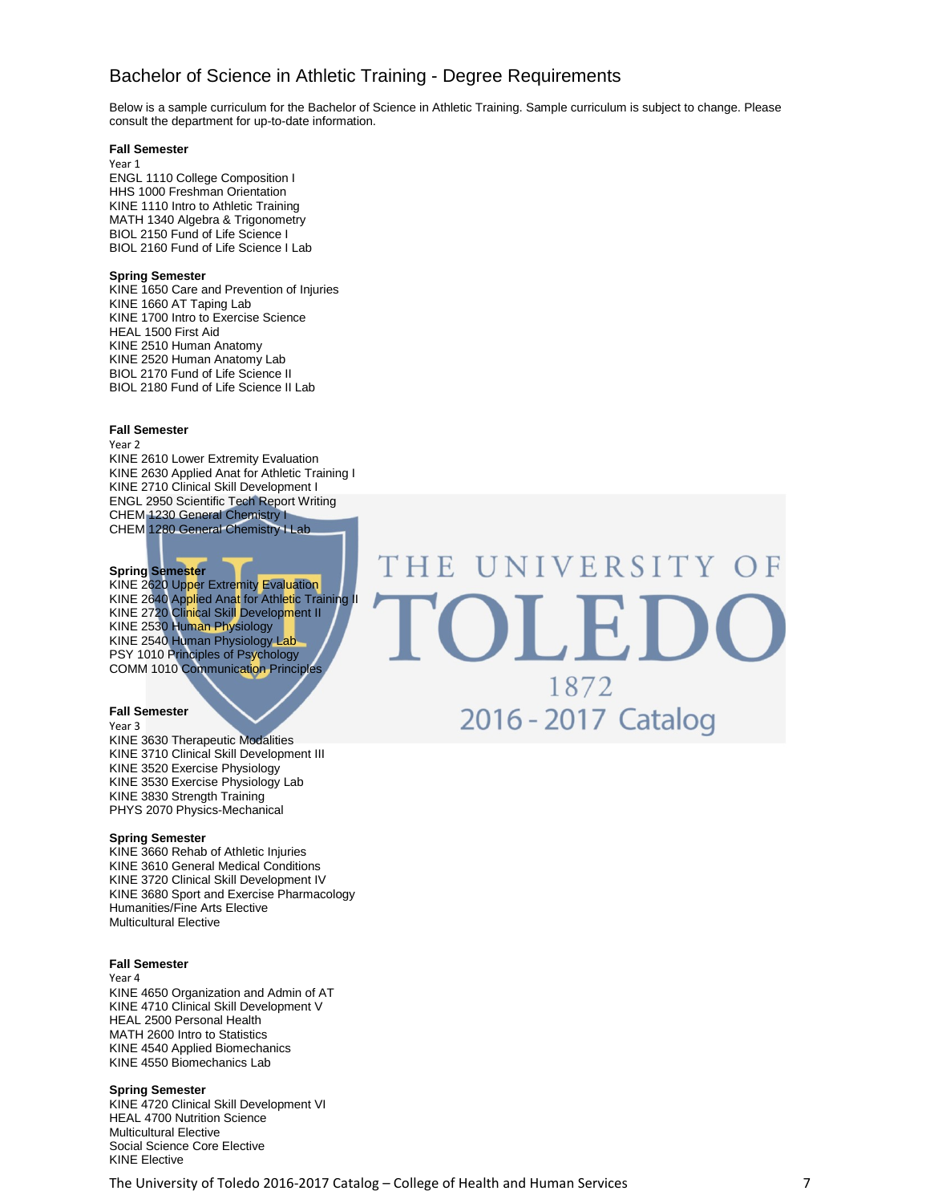## Bachelor of Science in Athletic Training - Degree Requirements

Below is a sample curriculum for the Bachelor of Science in Athletic Training. Sample curriculum is subject to change. Please consult the department for up-to-date information.

**Fall Semester**
Year 1
ENGL 1110 College Composition I
HHS 1000 Freshman Orientation
KINE 1110 Intro to Athletic Training
MATH 1340 Algebra & Trigonometry
BIOL 2150 Fund of Life Science I
BIOL 2160 Fund of Life Science I Lab

**Spring Semester**
KINE 1650 Care and Prevention of Injuries
KINE 1660 AT Taping Lab
KINE 1700 Intro to Exercise Science
HEAL 1500 First Aid
KINE 2510 Human Anatomy
KINE 2520 Human Anatomy Lab
BIOL 2170 Fund of Life Science II
BIOL 2180 Fund of Life Science II Lab

**Fall Semester**
Year 2
KINE 2610 Lower Extremity Evaluation
KINE 2630 Applied Anat for Athletic Training I
KINE 2710 Clinical Skill Development I
ENGL 2950 Scientific Tech Report Writing
CHEM 1230 General Chemistry I
CHEM 1280 General Chemistry I Lab

**Spring Semester**
KINE 2620 Upper Extremity Evaluation
KINE 2640 Applied Anat for Athletic Training II
KINE 2720 Clinical Skill Development II
KINE 2530 Human Physiology
KINE 2540 Human Physiology Lab
PSY 1010 Principles of Psychology
COMM 1010 Communication Principles

**Fall Semester**
Year 3
KINE 3630 Therapeutic Modalities
KINE 3710 Clinical Skill Development III
KINE 3520 Exercise Physiology
KINE 3530 Exercise Physiology Lab
KINE 3830 Strength Training
PHYS 2070 Physics-Mechanical

**Spring Semester**
KINE 3660 Rehab of Athletic Injuries
KINE 3610 General Medical Conditions
KINE 3720 Clinical Skill Development IV
KINE 3680 Sport and Exercise Pharmacology
Humanities/Fine Arts Elective
Multicultural Elective

**Fall Semester**
Year 4
KINE 4650 Organization and Admin of AT
KINE 4710 Clinical Skill Development V
HEAL 2500 Personal Health
MATH 2600 Intro to Statistics
KINE 4540 Applied Biomechanics
KINE 4550 Biomechanics Lab

**Spring Semester**
KINE 4720 Clinical Skill Development VI
HEAL 4700 Nutrition Science
Multicultural Elective
Social Science Core Elective
KINE Elective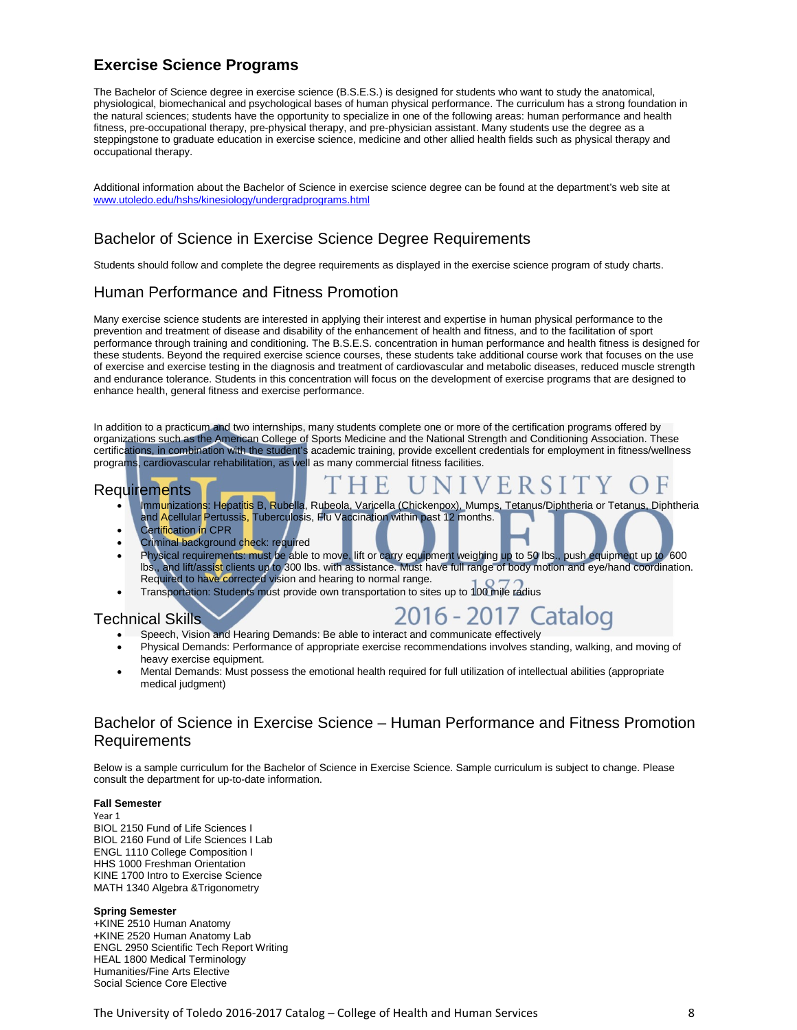## Exercise Science Programs

The Bachelor of Science degree in exercise science (B.S.E.S.) is designed for students who want to study the anatomical, physiological, biomechanical and psychological bases of human physical performance. The curriculum has a strong foundation in the natural sciences; students have the opportunity to specialize in one of the following areas: human performance and health fitness, pre-occupational therapy, pre-physical therapy, and pre-physician assistant. Many students use the degree as a steppingstone to graduate education in exercise science, medicine and other allied health fields such as physical therapy and occupational therapy.

Additional information about the Bachelor of Science in exercise science degree can be found at the department's web site at www.utoledo.edu/hshs/kinesiology/undergradprograms.html

### Bachelor of Science in Exercise Science Degree Requirements

Students should follow and complete the degree requirements as displayed in the exercise science program of study charts.

### Human Performance and Fitness Promotion

Many exercise science students are interested in applying their interest and expertise in human physical performance to the prevention and treatment of disease and disability of the enhancement of health and fitness, and to the facilitation of sport performance through training and conditioning. The B.S.E.S. concentration in human performance and health fitness is designed for these students. Beyond the required exercise science courses, these students take additional course work that focuses on the use of exercise and exercise testing in the diagnosis and treatment of cardiovascular and metabolic diseases, reduced muscle strength and endurance tolerance. Students in this concentration will focus on the development of exercise programs that are designed to enhance health, general fitness and exercise performance.

In addition to a practicum and two internships, many students complete one or more of the certification programs offered by organizations such as the American College of Sports Medicine and the National Strength and Conditioning Association. These certifications, in combination with the student's academic training, provide excellent credentials for employment in fitness/wellness programs, cardiovascular rehabilitation, as well as many commercial fitness facilities.

### Requirements

- Immunizations: Hepatitis B, Rubella, Rubeola, Varicella (Chickenpox), Mumps, Tetanus/Diphtheria or Tetanus, Diphtheria and Acellular Pertussis, Tuberculosis, Flu Vaccination within past 12 months.
- Certification in CPR
- Criminal background check: required
- Physical requirements: must be able to move, lift or carry equipment weighing up to 50 lbs., push equipment up to 600 lbs., and lift/assist clients up to 300 lbs. with assistance. Must have full range of body motion and eye/hand coordination. Required to have corrected vision and hearing to normal range.
- Transportation: Students must provide own transportation to sites up to 100 mile radius

### Technical Skills

- Speech, Vision and Hearing Demands: Be able to interact and communicate effectively
- Physical Demands: Performance of appropriate exercise recommendations involves standing, walking, and moving of heavy exercise equipment.
- Mental Demands: Must possess the emotional health required for full utilization of intellectual abilities (appropriate medical judgment)

### Bachelor of Science in Exercise Science – Human Performance and Fitness Promotion Requirements

Below is a sample curriculum for the Bachelor of Science in Exercise Science. Sample curriculum is subject to change. Please consult the department for up-to-date information.

**Fall Semester**
Year 1
BIOL 2150 Fund of Life Sciences I
BIOL 2160 Fund of Life Sciences I Lab
ENGL 1110 College Composition I
HHS 1000 Freshman Orientation
KINE 1700 Intro to Exercise Science
MATH 1340 Algebra &Trigonometry

**Spring Semester**
+KINE 2510 Human Anatomy
+KINE 2520 Human Anatomy Lab
ENGL 2950 Scientific Tech Report Writing
HEAL 1800 Medical Terminology
Humanities/Fine Arts Elective
Social Science Core Elective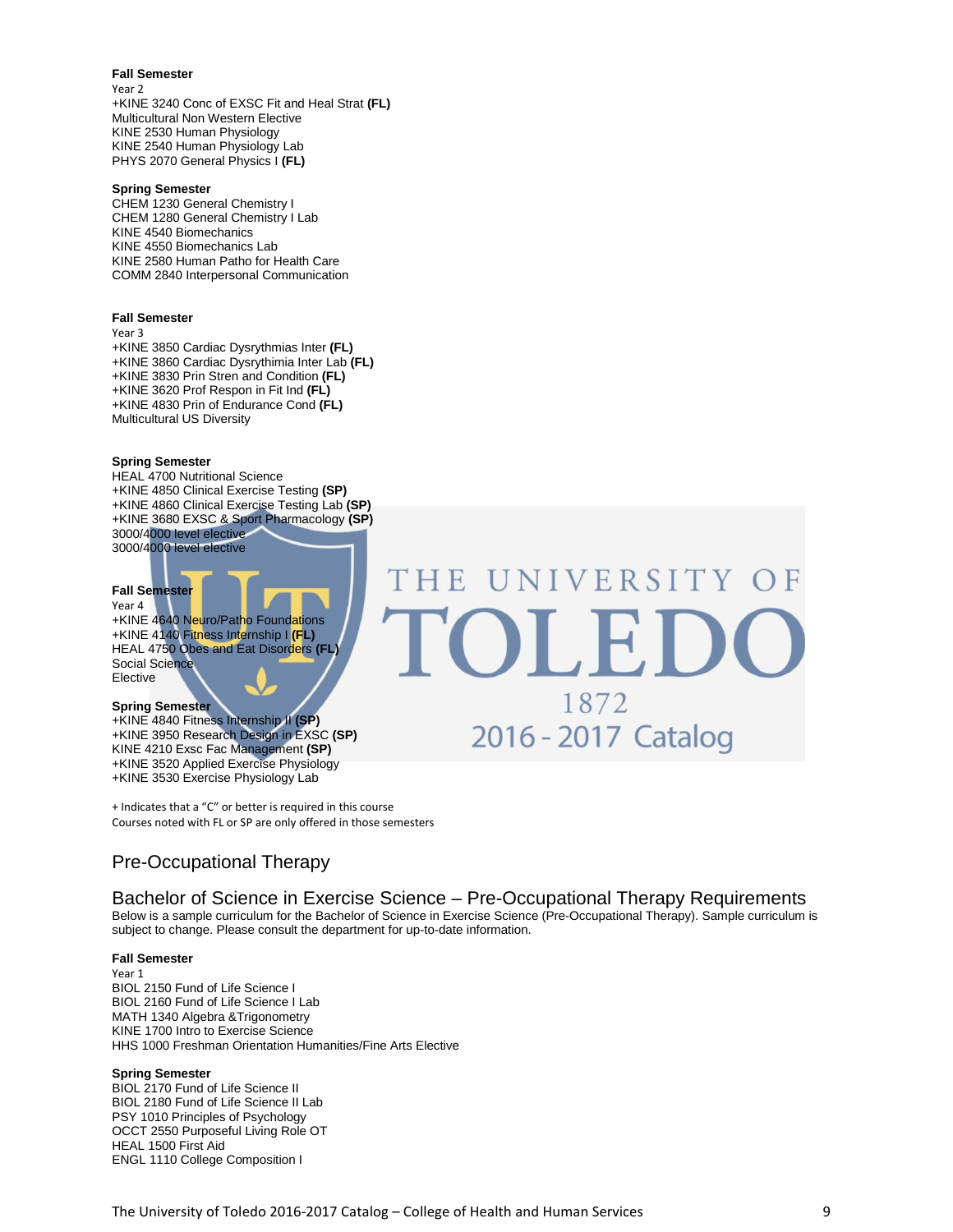**Fall Semester**
Year 2
+KINE 3240 Conc of EXSC Fit and Heal Strat **(FL)**
Multicultural Non Western Elective
KINE 2530 Human Physiology
KINE 2540 Human Physiology Lab
PHYS 2070 General Physics I **(FL)**

**Spring Semester**
CHEM 1230 General Chemistry I
CHEM 1280 General Chemistry I Lab
KINE 4540 Biomechanics
KINE 4550 Biomechanics Lab
KINE 2580 Human Patho for Health Care
COMM 2840 Interpersonal Communication

**Fall Semester**
Year 3
+KINE 3850 Cardiac Dysrythmias Inter **(FL)**
+KINE 3860 Cardiac Dysrythimia Inter Lab **(FL)**
+KINE 3830 Prin Stren and Condition **(FL)**
+KINE 3620 Prof Respon in Fit Ind **(FL)**
+KINE 4830 Prin of Endurance Cond **(FL)**
Multicultural US Diversity

**Spring Semester**
HEAL 4700 Nutritional Science
+KINE 4850 Clinical Exercise Testing **(SP)**
+KINE 4860 Clinical Exercise Testing Lab **(SP)**
+KINE 3680 EXSC & Sport Pharmacology **(SP)**
3000/4000 level elective
3000/4000 level elective

**Fall Semester**
Year 4
+KINE 4640 Neuro/Patho Foundations
+KINE 4140 Fitness Internship I **(FL)**
HEAL 4750 Obes and Eat Disorders **(FL)**
Social Science
Elective

**Spring Semester**
+KINE 4840 Fitness Internship II **(SP)**
+KINE 3950 Research Design in EXSC **(SP)**
KINE 4210 Exsc Fac Management **(SP)**
+KINE 3520 Applied Exercise Physiology
+KINE 3530 Exercise Physiology Lab

+ Indicates that a "C" or better is required in this course
Courses noted with FL or SP are only offered in those semesters

## Pre-Occupational Therapy

### Bachelor of Science in Exercise Science – Pre-Occupational Therapy Requirements

Below is a sample curriculum for the Bachelor of Science in Exercise Science (Pre-Occupational Therapy). Sample curriculum is subject to change. Please consult the department for up-to-date information.

**Fall Semester**
Year 1
BIOL 2150 Fund of Life Science I
BIOL 2160 Fund of Life Science I Lab
MATH 1340 Algebra &Trigonometry
KINE 1700 Intro to Exercise Science
HHS 1000 Freshman Orientation Humanities/Fine Arts Elective

**Spring Semester**
BIOL 2170 Fund of Life Science II
BIOL 2180 Fund of Life Science II Lab
PSY 1010 Principles of Psychology
OCCT 2550 Purposeful Living Role OT
HEAL 1500 First Aid
ENGL 1110 College Composition I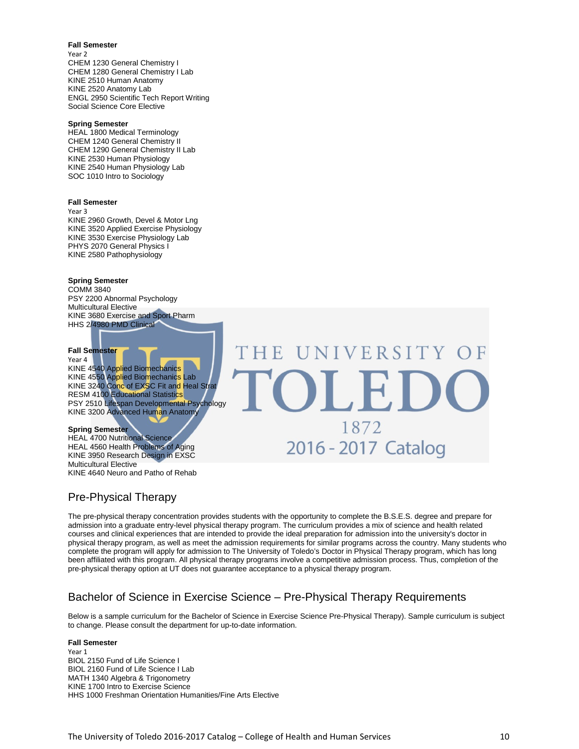**Fall Semester**
Year 2
CHEM 1230 General Chemistry I
CHEM 1280 General Chemistry I Lab
KINE 2510 Human Anatomy
KINE 2520 Anatomy Lab
ENGL 2950 Scientific Tech Report Writing
Social Science Core Elective

**Spring Semester**
HEAL 1800 Medical Terminology
CHEM 1240 General Chemistry II
CHEM 1290 General Chemistry II Lab
KINE 2530 Human Physiology
KINE 2540 Human Physiology Lab
SOC 1010 Intro to Sociology

**Fall Semester**
Year 3
KINE 2960 Growth, Devel & Motor Lng
KINE 3520 Applied Exercise Physiology
KINE 3530 Exercise Physiology Lab
PHYS 2070 General Physics I
KINE 2580 Pathophysiology

**Spring Semester**
COMM 3840
PSY 2200 Abnormal Psychology
Multicultural Elective
KINE 3680 Exercise and Sport Pharm
HHS 2/4980 PMD Clinical

**Fall Semester**
Year 4
KINE 4540 Applied Biomechanics
KINE 4550 Applied Biomechanics Lab
KINE 3240 Conc of EXSC Fit and Heal Strat
RESM 4100 Educational Statistics
PSY 2510 Lifespan Developmental Psychology
KINE 3200 Advanced Human Anatomy

**Spring Semester**
HEAL 4700 Nutritional Science
HEAL 4560 Health Problems of Aging
KINE 3950 Research Design in EXSC
Multicultural Elective
KINE 4640 Neuro and Patho of Rehab

## Pre-Physical Therapy

The pre-physical therapy concentration provides students with the opportunity to complete the B.S.E.S. degree and prepare for admission into a graduate entry-level physical therapy program. The curriculum provides a mix of science and health related courses and clinical experiences that are intended to provide the ideal preparation for admission into the university's doctor in physical therapy program, as well as meet the admission requirements for similar programs across the country. Many students who complete the program will apply for admission to The University of Toledo's Doctor in Physical Therapy program, which has long been affiliated with this program. All physical therapy programs involve a competitive admission process. Thus, completion of the pre-physical therapy option at UT does not guarantee acceptance to a physical therapy program.

## Bachelor of Science in Exercise Science – Pre-Physical Therapy Requirements

Below is a sample curriculum for the Bachelor of Science in Exercise Science Pre-Physical Therapy). Sample curriculum is subject to change. Please consult the department for up-to-date information.

**Fall Semester**
Year 1
BIOL 2150 Fund of Life Science I
BIOL 2160 Fund of Life Science I Lab
MATH 1340 Algebra & Trigonometry
KINE 1700 Intro to Exercise Science
HHS 1000 Freshman Orientation Humanities/Fine Arts Elective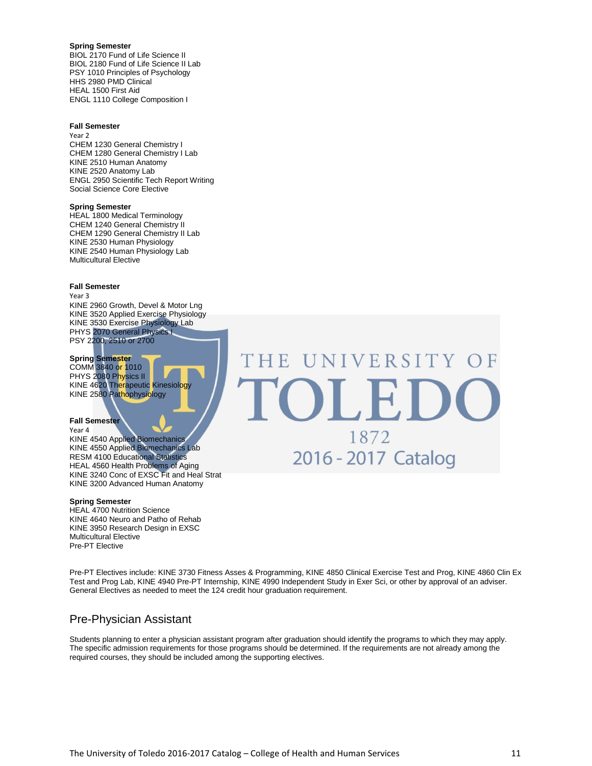**Spring Semester**
BIOL 2170 Fund of Life Science II
BIOL 2180 Fund of Life Science II Lab
PSY 1010 Principles of Psychology
HHS 2980 PMD Clinical
HEAL 1500 First Aid
ENGL 1110 College Composition I

**Fall Semester**
Year 2
CHEM 1230 General Chemistry I
CHEM 1280 General Chemistry I Lab
KINE 2510 Human Anatomy
KINE 2520 Anatomy Lab
ENGL 2950 Scientific Tech Report Writing
Social Science Core Elective

**Spring Semester**
HEAL 1800 Medical Terminology
CHEM 1240 General Chemistry II
CHEM 1290 General Chemistry II Lab
KINE 2530 Human Physiology
KINE 2540 Human Physiology Lab
Multicultural Elective

**Fall Semester**
Year 3
KINE 2960 Growth, Devel & Motor Lng
KINE 3520 Applied Exercise Physiology
KINE 3530 Exercise Physiology Lab
PHYS 2070 General Physics I
PSY 2200, 2510 or 2700

**Spring Semester**
COMM 3840 or 1010
PHYS 2080 Physics II
KINE 4620 Therapeutic Kinesiology
KINE 2580 Pathophysiology

**Fall Semester**
Year 4
KINE 4540 Applied Biomechanics
KINE 4550 Applied Biomechanics Lab
RESM 4100 Educational Statistics
HEAL 4560 Health Problems of Aging
KINE 3240 Conc of EXSC Fit and Heal Strat
KINE 3200 Advanced Human Anatomy

**Spring Semester**
HEAL 4700 Nutrition Science
KINE 4640 Neuro and Patho of Rehab
KINE 3950 Research Design in EXSC
Multicultural Elective
Pre-PT Elective

Pre-PT Electives include: KINE 3730 Fitness Asses & Programming, KINE 4850 Clinical Exercise Test and Prog, KINE 4860 Clin Ex Test and Prog Lab, KINE 4940 Pre-PT Internship, KINE 4990 Independent Study in Exer Sci, or other by approval of an adviser. General Electives as needed to meet the 124 credit hour graduation requirement.

## Pre-Physician Assistant

Students planning to enter a physician assistant program after graduation should identify the programs to which they may apply. The specific admission requirements for those programs should be determined. If the requirements are not already among the required courses, they should be included among the supporting electives.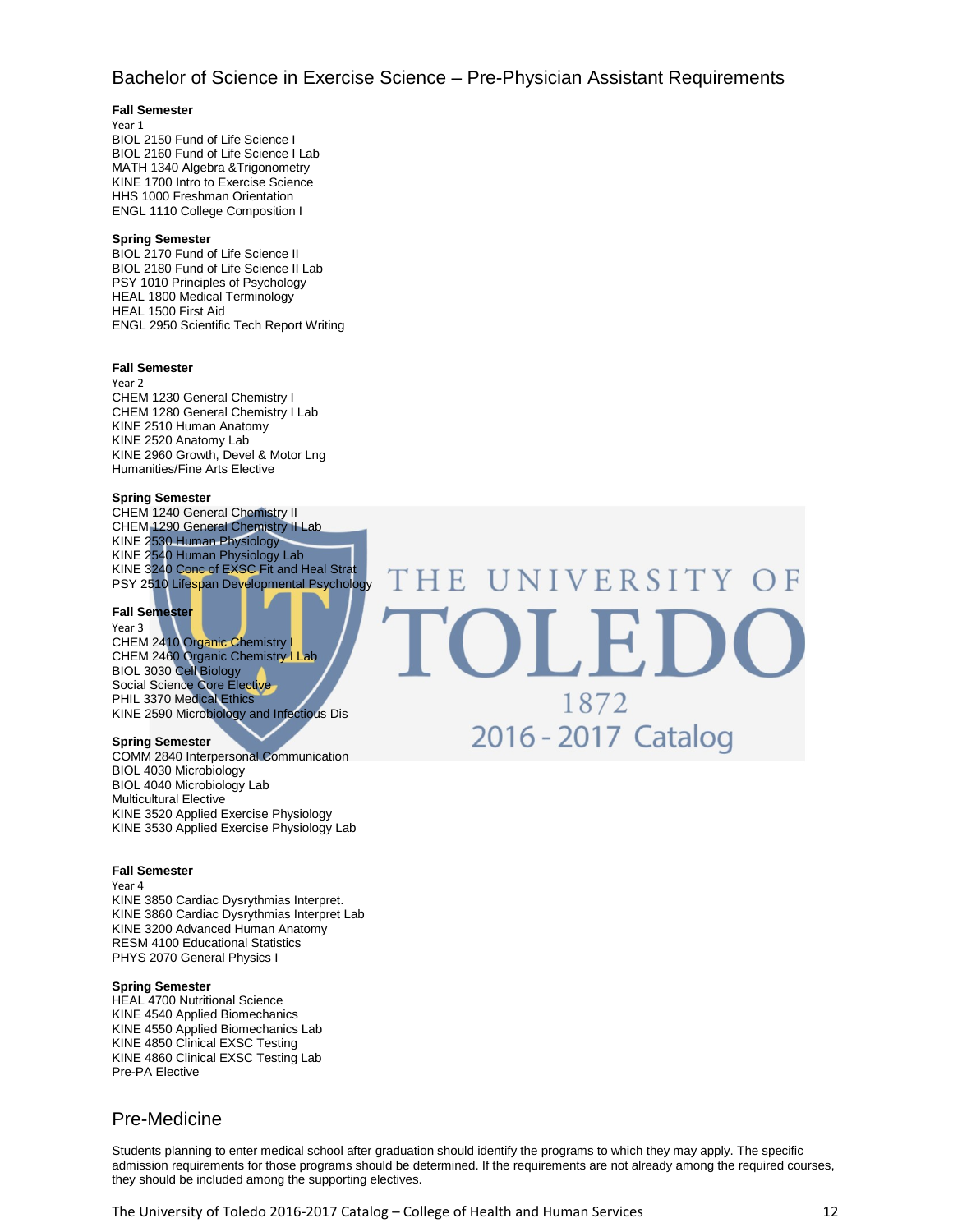## Bachelor of Science in Exercise Science – Pre-Physician Assistant Requirements

**Fall Semester**
Year 1
BIOL 2150 Fund of Life Science I
BIOL 2160 Fund of Life Science I Lab
MATH 1340 Algebra &Trigonometry
KINE 1700 Intro to Exercise Science
HHS 1000 Freshman Orientation
ENGL 1110 College Composition I

**Spring Semester**
BIOL 2170 Fund of Life Science II
BIOL 2180 Fund of Life Science II Lab
PSY 1010 Principles of Psychology
HEAL 1800 Medical Terminology
HEAL 1500 First Aid
ENGL 2950 Scientific Tech Report Writing

**Fall Semester**
Year 2
CHEM 1230 General Chemistry I
CHEM 1280 General Chemistry I Lab
KINE 2510 Human Anatomy
KINE 2520 Anatomy Lab
KINE 2960 Growth, Devel & Motor Lng
Humanities/Fine Arts Elective

**Spring Semester**
CHEM 1240 General Chemistry II
CHEM 1290 General Chemistry II Lab
KINE 2530 Human Physiology
KINE 2540 Human Physiology Lab
KINE 3240 Conc of EXSC Fit and Heal Strat
PSY 2510 Lifespan Developmental Psychology

**Fall Semester**
Year 3
CHEM 2410 Organic Chemistry I
CHEM 2460 Organic Chemistry I Lab
BIOL 3030 Cell Biology
Social Science Core Elective
PHIL 3370 Medical Ethics
KINE 2590 Microbiology and Infectious Dis

**Spring Semester**
COMM 2840 Interpersonal Communication
BIOL 4030 Microbiology
BIOL 4040 Microbiology Lab
Multicultural Elective
KINE 3520 Applied Exercise Physiology
KINE 3530 Applied Exercise Physiology Lab

**Fall Semester**
Year 4
KINE 3850 Cardiac Dysrythmias Interpret.
KINE 3860 Cardiac Dysrythmias Interpret Lab
KINE 3200 Advanced Human Anatomy
RESM 4100 Educational Statistics
PHYS 2070 General Physics I

**Spring Semester**
HEAL 4700 Nutritional Science
KINE 4540 Applied Biomechanics
KINE 4550 Applied Biomechanics Lab
KINE 4850 Clinical EXSC Testing
KINE 4860 Clinical EXSC Testing Lab
Pre-PA Elective

## Pre-Medicine

Students planning to enter medical school after graduation should identify the programs to which they may apply. The specific admission requirements for those programs should be determined. If the requirements are not already among the required courses, they should be included among the supporting electives.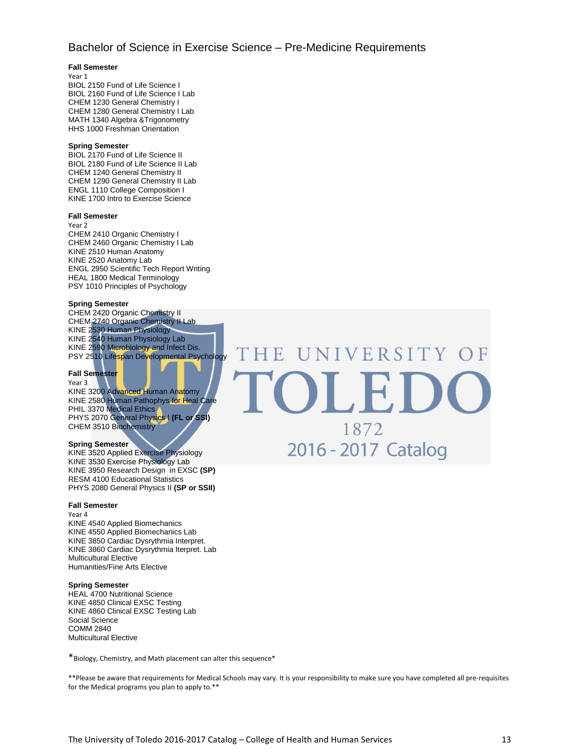## Bachelor of Science in Exercise Science – Pre-Medicine Requirements

**Fall Semester**
Year 1
BIOL 2150 Fund of Life Science I
BIOL 2160 Fund of Life Science I Lab
CHEM 1230 General Chemistry I
CHEM 1280 General Chemistry I Lab
MATH 1340 Algebra &Trigonometry
HHS 1000 Freshman Orientation

**Spring Semester**
BIOL 2170 Fund of Life Science II
BIOL 2180 Fund of Life Science II Lab
CHEM 1240 General Chemistry II
CHEM 1290 General Chemistry II Lab
ENGL 1110 College Composition I
KINE 1700 Intro to Exercise Science

**Fall Semester**
Year 2
CHEM 2410 Organic Chemistry I
CHEM 2460 Organic Chemistry I Lab
KINE 2510 Human Anatomy
KINE 2520 Anatomy Lab
ENGL 2950 Scientific Tech Report Writing
HEAL 1800 Medical Terminology
PSY 1010 Principles of Psychology

**Spring Semester**
CHEM 2420 Organic Chemistry II
CHEM 2740 Organic Chemistry II Lab
KINE 2530 Human Physiology
KINE 2540 Human Physiology Lab
KINE 2590 Microbiology and Infect Dis.
PSY 2510 Lifespan Developmental Psychology

**Fall Semester**
Year 3
KINE 3200 Advanced Human Anatomy
KINE 2580 Human Pathophys for Heal Care
PHIL 3370 Medical Ethics
PHYS 2070 General Physics I **(FL or SSI)**
CHEM 3510 Biochemistry

**Spring Semester**
KINE 3520 Applied Exercise Physiology
KINE 3530 Exercise Physiology Lab
KINE 3950 Research Design in EXSC **(SP)**
RESM 4100 Educational Statistics
PHYS 2080 General Physics II **(SP or SSII)**

**Fall Semester**
Year 4
KINE 4540 Applied Biomechanics
KINE 4550 Applied Biomechanics Lab
KINE 3850 Cardiac Dysrythmia Interpret.
KINE 3860 Cardiac Dysrythmia Iterpret. Lab
Multicultural Elective
Humanities/Fine Arts Elective

**Spring Semester**
HEAL 4700 Nutritional Science
KINE 4850 Clinical EXSC Testing
KINE 4860 Clinical EXSC Testing Lab
Social Science
COMM 2840
Multicultural Elective

*Biology, Chemistry, and Math placement can alter this sequence*

**Please be aware that requirements for Medical Schools may vary. It is your responsibility to make sure you have completed all pre-requisites for the Medical programs you plan to apply to.**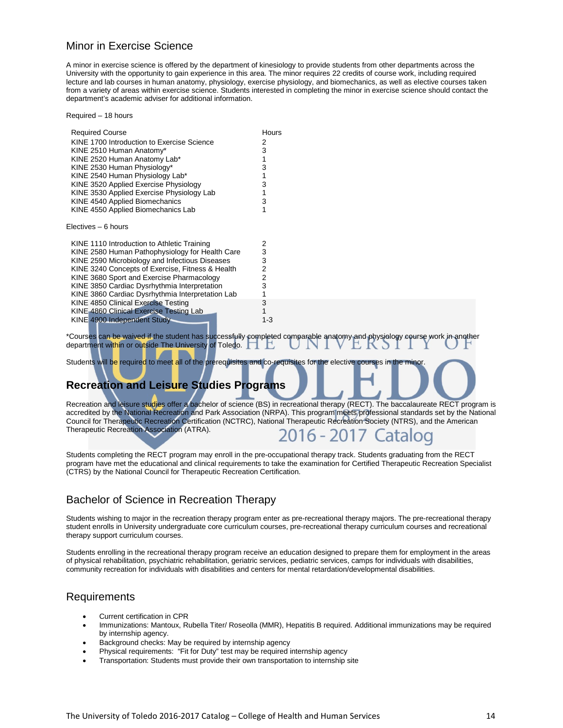## Minor in Exercise Science

A minor in exercise science is offered by the department of kinesiology to provide students from other departments across the University with the opportunity to gain experience in this area. The minor requires 22 credits of course work, including required lecture and lab courses in human anatomy, physiology, exercise physiology, and biomechanics, as well as elective courses taken from a variety of areas within exercise science. Students interested in completing the minor in exercise science should contact the department's academic adviser for additional information.

Required – 18 hours

| Required Course | Hours |
|---|---|
| KINE 1700 Introduction to Exercise Science | 2 |
| KINE 2510 Human Anatomy* | 3 |
| KINE 2520 Human Anatomy Lab* | 1 |
| KINE 2530 Human Physiology* | 3 |
| KINE 2540 Human Physiology Lab* | 1 |
| KINE 3520 Applied Exercise Physiology | 3 |
| KINE 3530 Applied Exercise Physiology Lab | 1 |
| KINE 4540 Applied Biomechanics | 3 |
| KINE 4550 Applied Biomechanics Lab | 1 |

Electives – 6 hours

| Course | Hours |
|---|---|
| KINE 1110 Introduction to Athletic Training | 2 |
| KINE 2580 Human Pathophysiology for Health Care | 3 |
| KINE 2590 Microbiology and Infectious Diseases | 3 |
| KINE 3240 Concepts of Exercise, Fitness & Health | 2 |
| KINE 3680 Sport and Exercise Pharmacology | 2 |
| KINE 3850 Cardiac Dysrhythmia Interpretation | 3 |
| KINE 3860 Cardiac Dysrhythmia Interpretation Lab | 1 |
| KINE 4850 Clinical Exercise Testing | 3 |
| KINE 4860 Clinical Exercise Testing Lab | 1 |
| KINE 4900 Independent Study | 1-3 |

*Courses can be waived if the student has successfully completed comparable anatomy and physiology course work in another department within or outside The University of Toledo.

Students will be required to meet all of the prerequisites and co-requisites for the elective courses in the minor.

## Recreation and Leisure Studies Programs

Recreation and leisure studies offer a bachelor of science (BS) in recreational therapy (RECT). The baccalaureate RECT program is accredited by the National Recreation and Park Association (NRPA). This program meets professional standards set by the National Council for Therapeutic Recreation Certification (NCTRC), National Therapeutic Recreation Society (NTRS), and the American Therapeutic Recreation Association (ATRA).

Students completing the RECT program may enroll in the pre-occupational therapy track. Students graduating from the RECT program have met the educational and clinical requirements to take the examination for Certified Therapeutic Recreation Specialist (CTRS) by the National Council for Therapeutic Recreation Certification.

## Bachelor of Science in Recreation Therapy

Students wishing to major in the recreation therapy program enter as pre-recreational therapy majors. The pre-recreational therapy student enrolls in University undergraduate core curriculum courses, pre-recreational therapy curriculum courses and recreational therapy support curriculum courses.

Students enrolling in the recreational therapy program receive an education designed to prepare them for employment in the areas of physical rehabilitation, psychiatric rehabilitation, geriatric services, pediatric services, camps for individuals with disabilities, community recreation for individuals with disabilities and centers for mental retardation/developmental disabilities.

## Requirements

- Current certification in CPR
- Immunizations: Mantoux, Rubella Titer/ Roseolla (MMR), Hepatitis B required. Additional immunizations may be required by internship agency.
- Background checks: May be required by internship agency
- Physical requirements: "Fit for Duty" test may be required internship agency
- Transportation: Students must provide their own transportation to internship site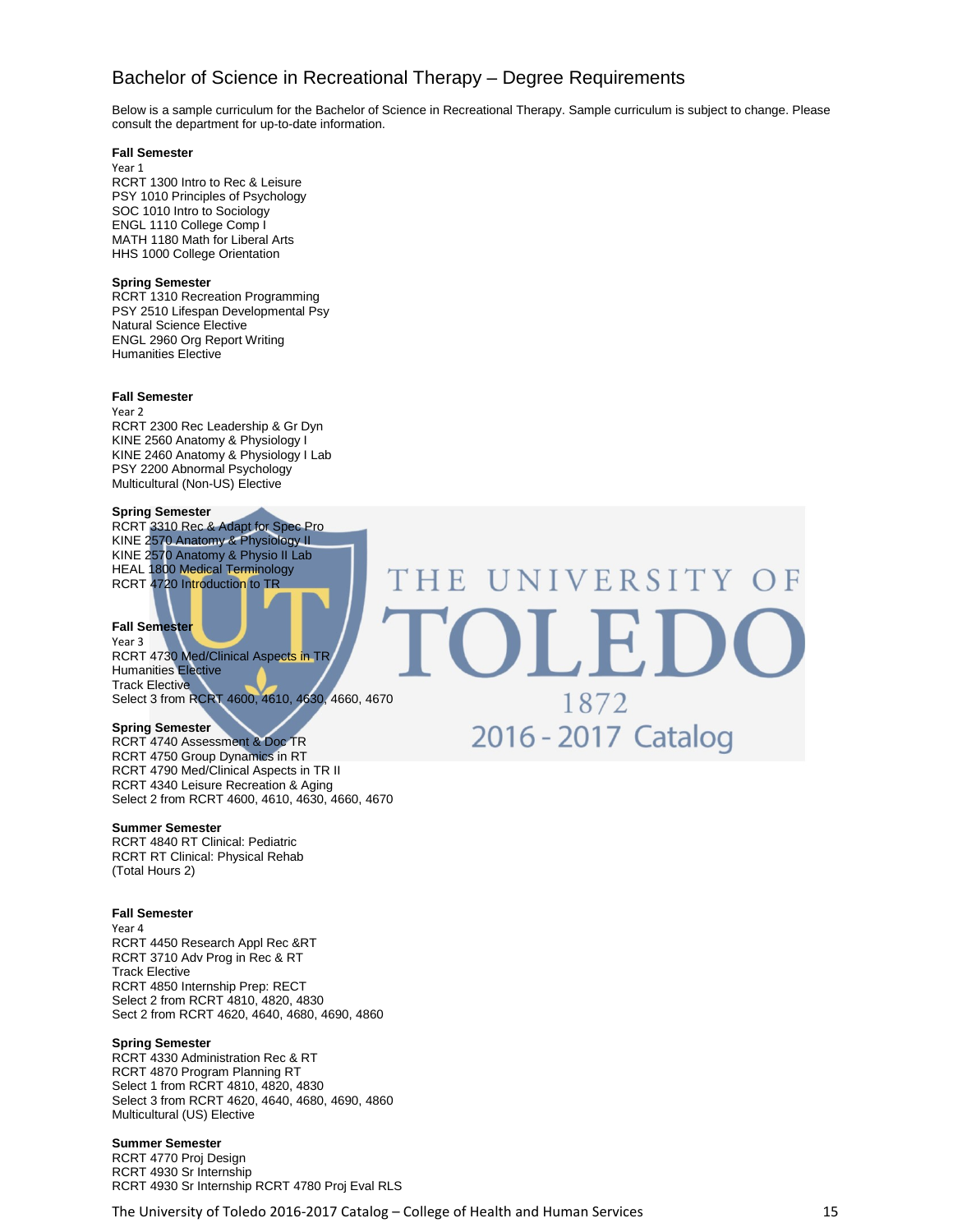# Bachelor of Science in Recreational Therapy – Degree Requirements

Below is a sample curriculum for the Bachelor of Science in Recreational Therapy. Sample curriculum is subject to change. Please consult the department for up-to-date information.

**Fall Semester**
Year 1
RCRT 1300 Intro to Rec & Leisure
PSY 1010 Principles of Psychology
SOC 1010 Intro to Sociology
ENGL 1110 College Comp I
MATH 1180 Math for Liberal Arts
HHS 1000 College Orientation

**Spring Semester**
RCRT 1310 Recreation Programming
PSY 2510 Lifespan Developmental Psy
Natural Science Elective
ENGL 2960 Org Report Writing
Humanities Elective

**Fall Semester**
Year 2
RCRT 2300 Rec Leadership & Gr Dyn
KINE 2560 Anatomy & Physiology I
KINE 2460 Anatomy & Physiology I Lab
PSY 2200 Abnormal Psychology
Multicultural (Non-US) Elective

**Spring Semester**
RCRT 3310 Rec & Adapt for Spec Pro
KINE 2570 Anatomy & Physiology II
KINE 2570 Anatomy & Physio II Lab
HEAL 1800 Medical Terminology
RCRT 4720 Introduction to TR

**Fall Semester**
Year 3
RCRT 4730 Med/Clinical Aspects in TR
Humanities Elective
Track Elective
Select 3 from RCRT 4600, 4610, 4630, 4660, 4670

**Spring Semester**
RCRT 4740 Assessment & Doc TR
RCRT 4750 Group Dynamics in RT
RCRT 4790 Med/Clinical Aspects in TR II
RCRT 4340 Leisure Recreation & Aging
Select 2 from RCRT 4600, 4610, 4630, 4660, 4670

**Summer Semester**
RCRT 4840 RT Clinical: Pediatric
RCRT RT Clinical: Physical Rehab
(Total Hours 2)

**Fall Semester**
Year 4
RCRT 4450 Research Appl Rec &RT
RCRT 3710 Adv Prog in Rec & RT
Track Elective
RCRT 4850 Internship Prep: RECT
Select 2 from RCRT 4810, 4820, 4830
Sect 2 from RCRT 4620, 4640, 4680, 4690, 4860

**Spring Semester**
RCRT 4330 Administration Rec & RT
RCRT 4870 Program Planning RT
Select 1 from RCRT 4810, 4820, 4830
Select 3 from RCRT 4620, 4640, 4680, 4690, 4860
Multicultural (US) Elective

**Summer Semester**
RCRT 4770 Proj Design
RCRT 4930 Sr Internship
RCRT 4930 Sr Internship RCRT 4780 Proj Eval RLS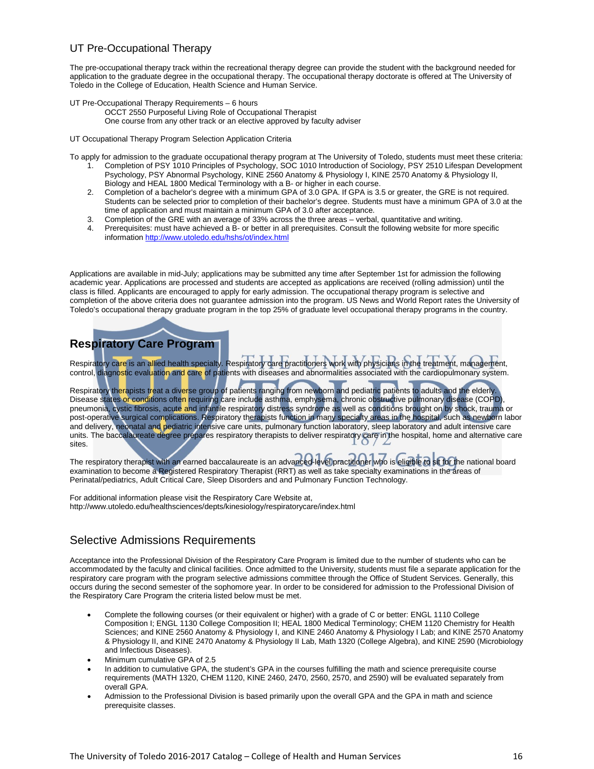## UT Pre-Occupational Therapy

The pre-occupational therapy track within the recreational therapy degree can provide the student with the background needed for application to the graduate degree in the occupational therapy. The occupational therapy doctorate is offered at The University of Toledo in the College of Education, Health Science and Human Service.

UT Pre-Occupational Therapy Requirements – 6 hours

- OCCT 2550 Purposeful Living Role of Occupational Therapist
- One course from any other track or an elective approved by faculty adviser

UT Occupational Therapy Program Selection Application Criteria

To apply for admission to the graduate occupational therapy program at The University of Toledo, students must meet these criteria:

1. Completion of PSY 1010 Principles of Psychology, SOC 1010 Introduction of Sociology, PSY 2510 Lifespan Development Psychology, PSY Abnormal Psychology, KINE 2560 Anatomy & Physiology I, KINE 2570 Anatomy & Physiology II, Biology and HEAL 1800 Medical Terminology with a B- or higher in each course.
2. Completion of a bachelor's degree with a minimum GPA of 3.0 GPA. If GPA is 3.5 or greater, the GRE is not required. Students can be selected prior to completion of their bachelor's degree. Students must have a minimum GPA of 3.0 at the time of application and must maintain a minimum GPA of 3.0 after acceptance.
3. Completion of the GRE with an average of 33% across the three areas – verbal, quantitative and writing.
4. Prerequisites: must have achieved a B- or better in all prerequisites. Consult the following website for more specific information http://www.utoledo.edu/hshs/ot/index.html

Applications are available in mid-July; applications may be submitted any time after September 1st for admission the following academic year. Applications are processed and students are accepted as applications are received (rolling admission) until the class is filled. Applicants are encouraged to apply for early admission. The occupational therapy program is selective and completion of the above criteria does not guarantee admission into the program. US News and World Report rates the University of Toledo's occupational therapy graduate program in the top 25% of graduate level occupational therapy programs in the country.

## Respiratory Care Program

Respiratory care is an allied health specialty. Respiratory care practitioners work with physicians in the treatment, management, control, diagnostic evaluation and care of patients with diseases and abnormalities associated with the cardiopulmonary system.

Respiratory therapists treat a diverse group of patients ranging from newborn and pediatric patients to adults and the elderly. Disease states or conditions often requiring care include asthma, emphysema, chronic obstructive pulmonary disease (COPD), pneumonia, cystic fibrosis, acute and infantile respiratory distress syndrome as well as conditions brought on by shock, trauma or post-operative surgical complications. Respiratory therapists function in many specialty areas in the hospital, such as newborn labor and delivery, neonatal and pediatric intensive care units, pulmonary function laboratory, sleep laboratory and adult intensive care units. The baccalaureate degree prepares respiratory therapists to deliver respiratory care in the hospital, home and alternative care sites.

The respiratory therapist with an earned baccalaureate is an advanced-level practitioner who is eligible to sit for the national board examination to become a Registered Respiratory Therapist (RRT) as well as take specialty examinations in the areas of Perinatal/pediatrics, Adult Critical Care, Sleep Disorders and and Pulmonary Function Technology.

For additional information please visit the Respiratory Care Website at, http://www.utoledo.edu/healthsciences/depts/kinesiology/respiratorycare/index.html

## Selective Admissions Requirements

Acceptance into the Professional Division of the Respiratory Care Program is limited due to the number of students who can be accommodated by the faculty and clinical facilities. Once admitted to the University, students must file a separate application for the respiratory care program with the program selective admissions committee through the Office of Student Services. Generally, this occurs during the second semester of the sophomore year. In order to be considered for admission to the Professional Division of the Respiratory Care Program the criteria listed below must be met.

- Complete the following courses (or their equivalent or higher) with a grade of C or better: ENGL 1110 College Composition I; ENGL 1130 College Composition II; HEAL 1800 Medical Terminology; CHEM 1120 Chemistry for Health Sciences; and KINE 2560 Anatomy & Physiology I, and KINE 2460 Anatomy & Physiology I Lab; and KINE 2570 Anatomy & Physiology II, and KINE 2470 Anatomy & Physiology II Lab, Math 1320 (College Algebra), and KINE 2590 (Microbiology and Infectious Diseases).
- Minimum cumulative GPA of 2.5
- In addition to cumulative GPA, the student's GPA in the courses fulfilling the math and science prerequisite course requirements (MATH 1320, CHEM 1120, KINE 2460, 2470, 2560, 2570, and 2590) will be evaluated separately from overall GPA.
- Admission to the Professional Division is based primarily upon the overall GPA and the GPA in math and science prerequisite classes.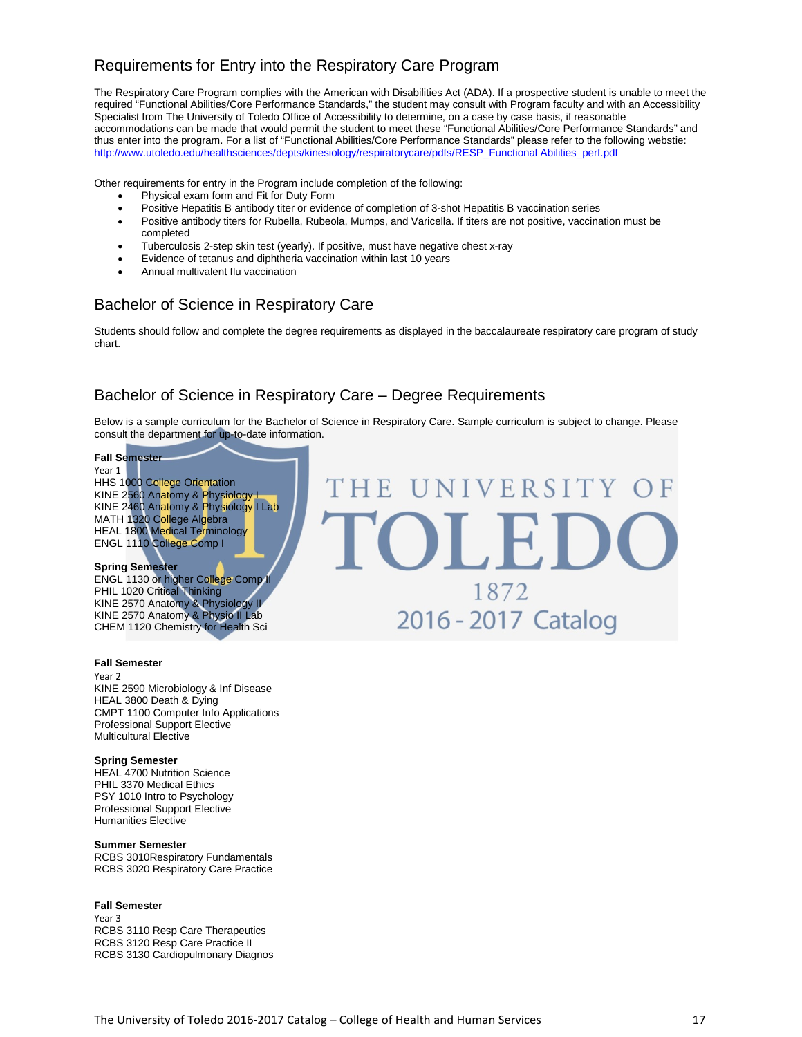## Requirements for Entry into the Respiratory Care Program

The Respiratory Care Program complies with the American with Disabilities Act (ADA). If a prospective student is unable to meet the required "Functional Abilities/Core Performance Standards," the student may consult with Program faculty and with an Accessibility Specialist from The University of Toledo Office of Accessibility to determine, on a case by case basis, if reasonable accommodations can be made that would permit the student to meet these "Functional Abilities/Core Performance Standards" and thus enter into the program. For a list of "Functional Abilities/Core Performance Standards" please refer to the following webstie: http://www.utoledo.edu/healthsciences/depts/kinesiology/respiratorycare/pdfs/RESP_Functional Abilities_perf.pdf

Other requirements for entry in the Program include completion of the following:

- Physical exam form and Fit for Duty Form
- Positive Hepatitis B antibody titer or evidence of completion of 3-shot Hepatitis B vaccination series
- Positive antibody titers for Rubella, Rubeola, Mumps, and Varicella. If titers are not positive, vaccination must be completed
- Tuberculosis 2-step skin test (yearly). If positive, must have negative chest x-ray
- Evidence of tetanus and diphtheria vaccination within last 10 years
- Annual multivalent flu vaccination

## Bachelor of Science in Respiratory Care

Students should follow and complete the degree requirements as displayed in the baccalaureate respiratory care program of study chart.

## Bachelor of Science in Respiratory Care – Degree Requirements

Below is a sample curriculum for the Bachelor of Science in Respiratory Care. Sample curriculum is subject to change. Please consult the department for up-to-date information.

**Fall Semester**
Year 1
HHS 1000 College Orientation
KINE 2560 Anatomy & Physiology I
KINE 2460 Anatomy & Physiology I Lab
MATH 1320 College Algebra
HEAL 1800 Medical Terminology
ENGL 1110 College Comp I

**Spring Semester**
ENGL 1130 or higher College Comp II
PHIL 1020 Critical Thinking
KINE 2570 Anatomy & Physiology II
KINE 2570 Anatomy & Physio II Lab
CHEM 1120 Chemistry for Health Sci

**Fall Semester**
Year 2
KINE 2590 Microbiology & Inf Disease
HEAL 3800 Death & Dying
CMPT 1100 Computer Info Applications
Professional Support Elective
Multicultural Elective

**Spring Semester**
HEAL 4700 Nutrition Science
PHIL 3370 Medical Ethics
PSY 1010 Intro to Psychology
Professional Support Elective
Humanities Elective

**Summer Semester**
RCBS 3010Respiratory Fundamentals
RCBS 3020 Respiratory Care Practice

**Fall Semester**
Year 3
RCBS 3110 Resp Care Therapeutics
RCBS 3120 Resp Care Practice II
RCBS 3130 Cardiopulmonary Diagnos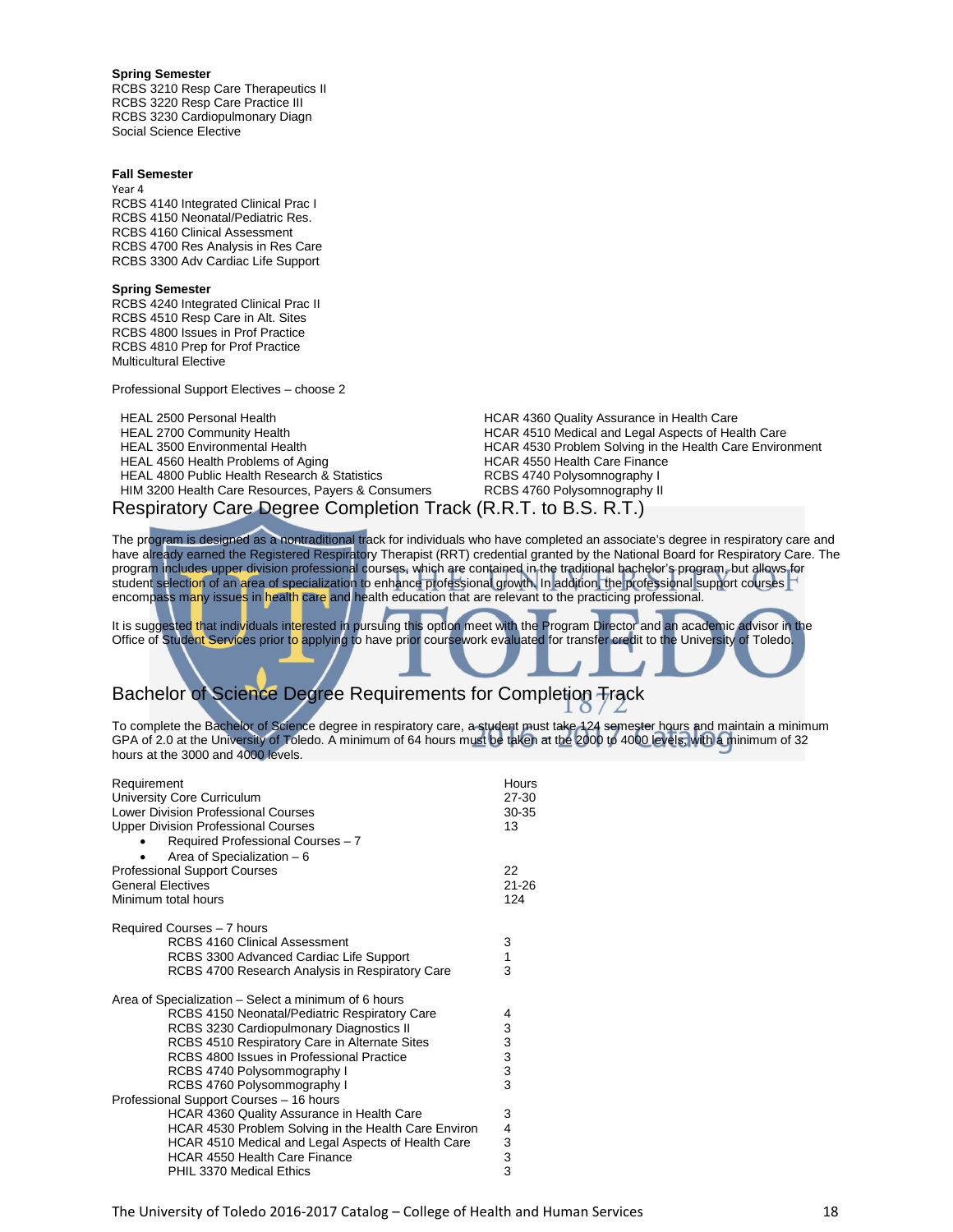**Spring Semester**
RCBS 3210 Resp Care Therapeutics II
RCBS 3220 Resp Care Practice III
RCBS 3230 Cardiopulmonary Diagn
Social Science Elective

**Fall Semester**
Year 4
RCBS 4140 Integrated Clinical Prac I
RCBS 4150 Neonatal/Pediatric Res.
RCBS 4160 Clinical Assessment
RCBS 4700 Res Analysis in Res Care
RCBS 3300 Adv Cardiac Life Support

**Spring Semester**
RCBS 4240 Integrated Clinical Prac II
RCBS 4510 Resp Care in Alt. Sites
RCBS 4800 Issues in Prof Practice
RCBS 4810 Prep for Prof Practice
Multicultural Elective

Professional Support Electives – choose 2

HEAL 2500 Personal Health
HEAL 2700 Community Health
HEAL 3500 Environmental Health
HEAL 4560 Health Problems of Aging
HEAL 4800 Public Health Research & Statistics
HIM 3200 Health Care Resources, Payers & Consumers
HCAR 4360 Quality Assurance in Health Care
HCAR 4510 Medical and Legal Aspects of Health Care
HCAR 4530 Problem Solving in the Health Care Environment
HCAR 4550 Health Care Finance
RCBS 4740 Polysomnography I
RCBS 4760 Polysomnography II

## Respiratory Care Degree Completion Track (R.R.T. to B.S. R.T.)

The program is designed as a nontraditional track for individuals who have completed an associate's degree in respiratory care and have already earned the Registered Respiratory Therapist (RRT) credential granted by the National Board for Respiratory Care. The program includes upper division professional courses, which are contained in the traditional bachelor's program, but allows for student selection of an area of specialization to enhance professional growth. In addition, the professional support courses encompass many issues in health care and health education that are relevant to the practicing professional.

It is suggested that individuals interested in pursuing this option meet with the Program Director and an academic advisor in the Office of Student Services prior to applying to have prior coursework evaluated for transfer credit to the University of Toledo.

## Bachelor of Science Degree Requirements for Completion Track

To complete the Bachelor of Science degree in respiratory care, a student must take 124 semester hours and maintain a minimum GPA of 2.0 at the University of Toledo. A minimum of 64 hours must be taken at the 2000 to 4000 levels, with a minimum of 32 hours at the 3000 and 4000 levels.

| Requirement | Hours |
|---|---|
| University Core Curriculum | 27-30 |
| Lower Division Professional Courses | 30-35 |
| Upper Division Professional Courses | 13 |
| • Required Professional Courses – 7 | |
| • Area of Specialization – 6 | |
| Professional Support Courses | 22 |
| General Electives | 21-26 |
| Minimum total hours | 124 |

| Required Courses – 7 hours | |
|---|---|
| RCBS 4160 Clinical Assessment | 3 |
| RCBS 3300 Advanced Cardiac Life Support | 1 |
| RCBS 4700 Research Analysis in Respiratory Care | 3 |

| Area of Specialization – Select a minimum of 6 hours | |
|---|---|
| RCBS 4150 Neonatal/Pediatric Respiratory Care | 4 |
| RCBS 3230 Cardiopulmonary Diagnostics II | 3 |
| RCBS 4510 Respiratory Care in Alternate Sites | 3 |
| RCBS 4800 Issues in Professional Practice | 3 |
| RCBS 4740 Polysommography I | 3 |
| RCBS 4760 Polysommography I | 3 |
| **Professional Support Courses – 16 hours** | |
| HCAR 4360 Quality Assurance in Health Care | 3 |
| HCAR 4530 Problem Solving in the Health Care Environ | 4 |
| HCAR 4510 Medical and Legal Aspects of Health Care | 3 |
| HCAR 4550 Health Care Finance | 3 |
| PHIL 3370 Medical Ethics | 3 |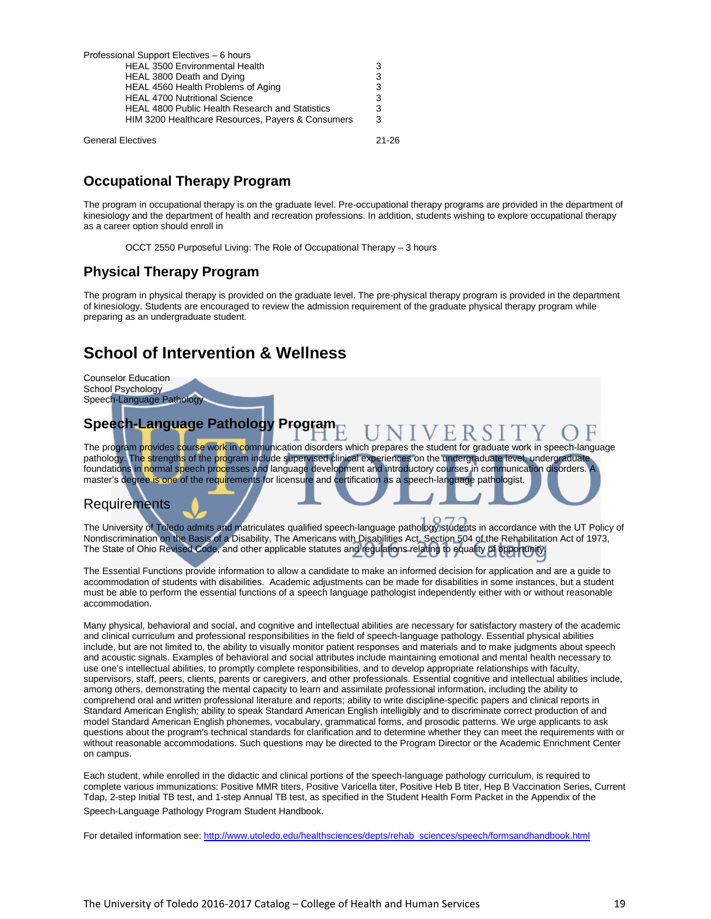Professional Support Electives – 6 hours

| Course | Hours |
|---|---|
| HEAL 3500 Environmental Health | 3 |
| HEAL 3800 Death and Dying | 3 |
| HEAL 4560 Health Problems of Aging | 3 |
| HEAL 4700 Nutritional Science | 3 |
| HEAL 4800 Public Health Research and Statistics | 3 |
| HIM 3200 Healthcare Resources, Payers & Consumers | 3 |

General Electives 21-26

## Occupational Therapy Program

The program in occupational therapy is on the graduate level. Pre-occupational therapy programs are provided in the department of kinesiology and the department of health and recreation professions. In addition, students wishing to explore occupational therapy as a career option should enroll in

OCCT 2550 Purposeful Living: The Role of Occupational Therapy – 3 hours

## Physical Therapy Program

The program in physical therapy is provided on the graduate level. The pre-physical therapy program is provided in the department of kinesiology. Students are encouraged to review the admission requirement of the graduate physical therapy program while preparing as an undergraduate student.

# School of Intervention & Wellness

Counselor Education
School Psychology
Speech-Language Pathology

## Speech-Language Pathology Program

The program provides course work in communication disorders which prepares the student for graduate work in speech-language pathology. The strengths of the program include supervised clinical experiences on the undergraduate level, undergraduate foundations in normal speech processes and language development and introductory courses in communication disorders. A master's degree is one of the requirements for licensure and certification as a speech-language pathologist.

### Requirements

The University of Toledo admits and matriculates qualified speech-language pathology students in accordance with the UT Policy of Nondiscrimination on the Basis of a Disability, The Americans with Disabilities Act, Section 504 of the Rehabilitation Act of 1973, The State of Ohio Revised Code, and other applicable statutes and regulations relating to equality of opportunity.

The Essential Functions provide information to allow a candidate to make an informed decision for application and are a guide to accommodation of students with disabilities. Academic adjustments can be made for disabilities in some instances, but a student must be able to perform the essential functions of a speech language pathologist independently either with or without reasonable accommodation.

Many physical, behavioral and social, and cognitive and intellectual abilities are necessary for satisfactory mastery of the academic and clinical curriculum and professional responsibilities in the field of speech-language pathology. Essential physical abilities include, but are not limited to, the ability to visually monitor patient responses and materials and to make judgments about speech and acoustic signals. Examples of behavioral and social attributes include maintaining emotional and mental health necessary to use one's intellectual abilities, to promptly complete responsibilities, and to develop appropriate relationships with faculty, supervisors, staff, peers, clients, parents or caregivers, and other professionals. Essential cognitive and intellectual abilities include, among others, demonstrating the mental capacity to learn and assimilate professional information, including the ability to comprehend oral and written professional literature and reports; ability to write discipline-specific papers and clinical reports in Standard American English; ability to speak Standard American English intelligibly and to discriminate correct production of and model Standard American English phonemes, vocabulary, grammatical forms, and prosodic patterns. We urge applicants to ask questions about the program's technical standards for clarification and to determine whether they can meet the requirements with or without reasonable accommodations. Such questions may be directed to the Program Director or the Academic Enrichment Center on campus.

Each student, while enrolled in the didactic and clinical portions of the speech-language pathology curriculum, is required to complete various immunizations: Positive MMR titers, Positive Varicella titer, Positive Heb B titer, Hep B Vaccination Series, Current Tdap, 2-step Initial TB test, and 1-step Annual TB test, as specified in the Student Health Form Packet in the Appendix of the Speech-Language Pathology Program Student Handbook.

For detailed information see: http://www.utoledo.edu/healthsciences/depts/rehab_sciences/speech/formsandhandbook.html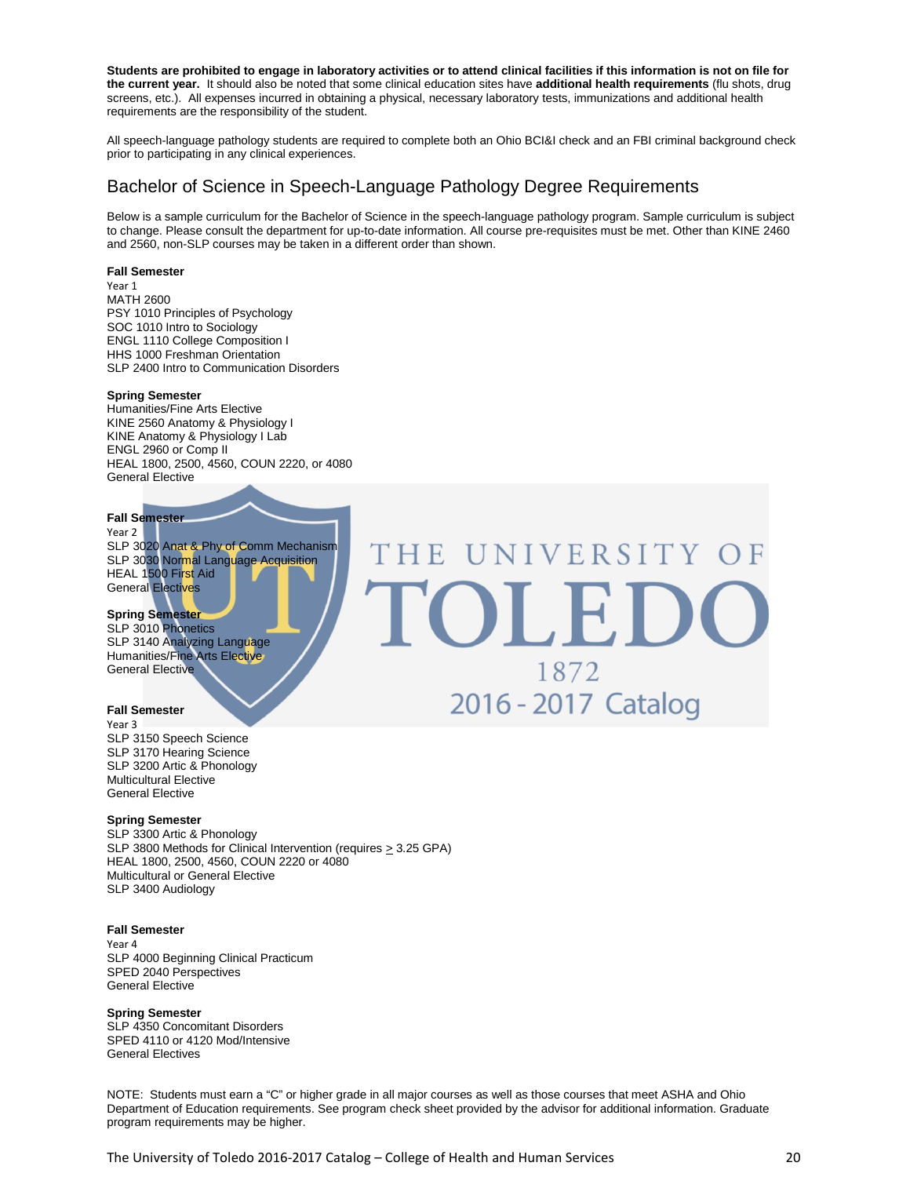**Students are prohibited to engage in laboratory activities or to attend clinical facilities if this information is not on file for the current year.** It should also be noted that some clinical education sites have **additional health requirements** (flu shots, drug screens, etc.). All expenses incurred in obtaining a physical, necessary laboratory tests, immunizations and additional health requirements are the responsibility of the student.

All speech-language pathology students are required to complete both an Ohio BCI&I check and an FBI criminal background check prior to participating in any clinical experiences.

## Bachelor of Science in Speech-Language Pathology Degree Requirements

Below is a sample curriculum for the Bachelor of Science in the speech-language pathology program. Sample curriculum is subject to change. Please consult the department for up-to-date information. All course pre-requisites must be met. Other than KINE 2460 and 2560, non-SLP courses may be taken in a different order than shown.

**Fall Semester**
Year 1
MATH 2600
PSY 1010 Principles of Psychology
SOC 1010 Intro to Sociology
ENGL 1110 College Composition I
HHS 1000 Freshman Orientation
SLP 2400 Intro to Communication Disorders

**Spring Semester**
Humanities/Fine Arts Elective
KINE 2560 Anatomy & Physiology I
KINE Anatomy & Physiology I Lab
ENGL 2960 or Comp II
HEAL 1800, 2500, 4560, COUN 2220, or 4080
General Elective

**Fall Semester**
Year 2
SLP 3020 Anat & Phy of Comm Mechanism
SLP 3030 Normal Language Acquisition
HEAL 1500 First Aid
General Electives

**Spring Semester**
SLP 3010 Phonetics
SLP 3140 Analyzing Language
Humanities/Fine Arts Elective
General Elective

**Fall Semester**
Year 3
SLP 3150 Speech Science
SLP 3170 Hearing Science
SLP 3200 Artic & Phonology
Multicultural Elective
General Elective

**Spring Semester**
SLP 3300 Artic & Phonology
SLP 3800 Methods for Clinical Intervention (requires ≥ 3.25 GPA)
HEAL 1800, 2500, 4560, COUN 2220 or 4080
Multicultural or General Elective
SLP 3400 Audiology

**Fall Semester**
Year 4
SLP 4000 Beginning Clinical Practicum
SPED 2040 Perspectives
General Elective

**Spring Semester**
SLP 4350 Concomitant Disorders
SPED 4110 or 4120 Mod/Intensive
General Electives

NOTE: Students must earn a "C" or higher grade in all major courses as well as those courses that meet ASHA and Ohio Department of Education requirements. See program check sheet provided by the advisor for additional information. Graduate program requirements may be higher.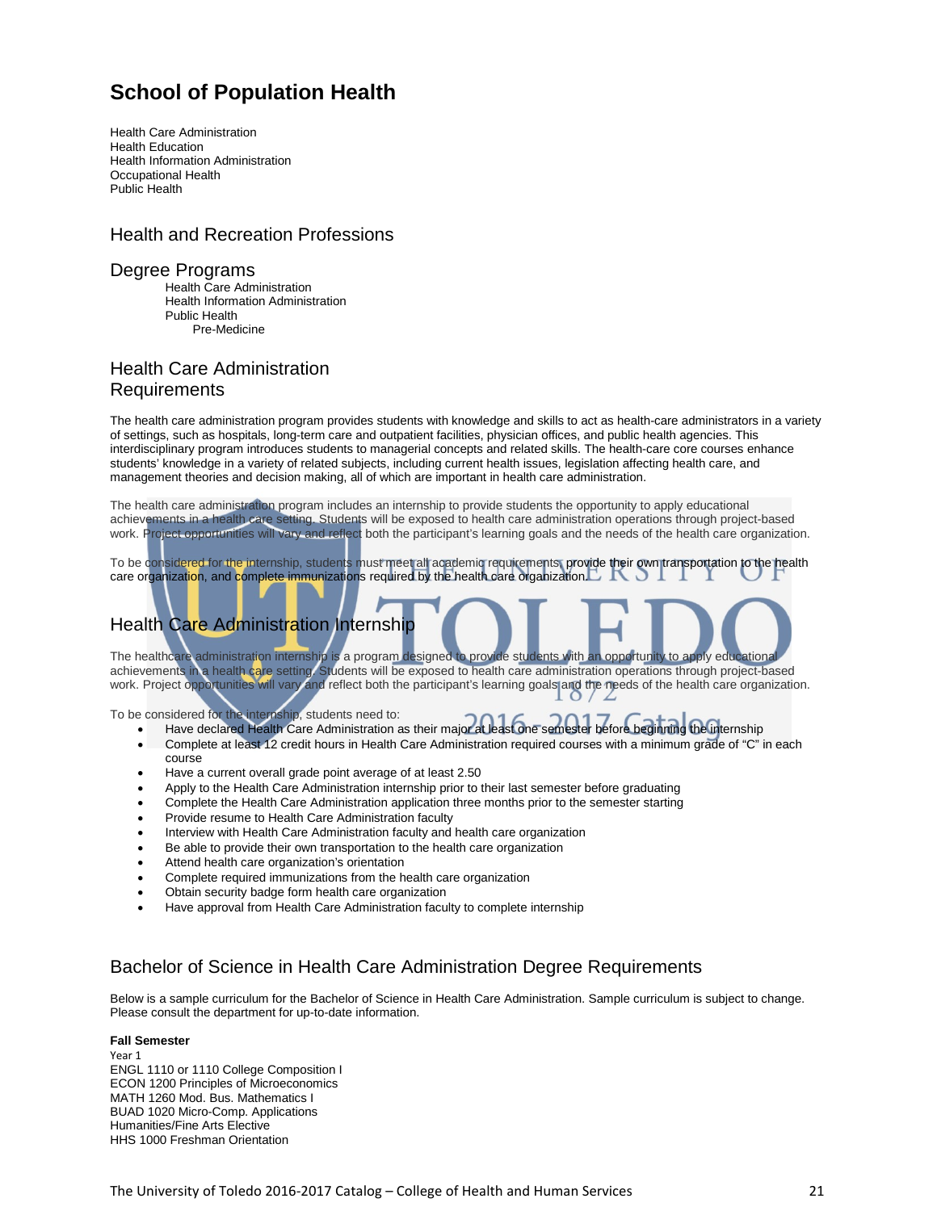# School of Population Health

Health Care Administration
Health Education
Health Information Administration
Occupational Health
Public Health

## Health and Recreation Professions

## Degree Programs

- Health Care Administration
- Health Information Administration
- Public Health
  - Pre-Medicine

## Health Care Administration Requirements

The health care administration program provides students with knowledge and skills to act as health-care administrators in a variety of settings, such as hospitals, long-term care and outpatient facilities, physician offices, and public health agencies. This interdisciplinary program introduces students to managerial concepts and related skills. The health-care core courses enhance students' knowledge in a variety of related subjects, including current health issues, legislation affecting health care, and management theories and decision making, all of which are important in health care administration.

The health care administration program includes an internship to provide students the opportunity to apply educational achievements in a health care setting. Students will be exposed to health care administration operations through project-based work. Project opportunities will vary and reflect both the participant's learning goals and the needs of the health care organization.

To be considered for the internship, students must meet all academic requirements, provide their own transportation to the health care organization, and complete immunizations required by the health care organization.

## Health Care Administration Internship

The healthcare administration internship is a program designed to provide students with an opportunity to apply educational achievements in a health care setting. Students will be exposed to health care administration operations through project-based work. Project opportunities will vary and reflect both the participant's learning goals and the needs of the health care organization.

To be considered for the internship, students need to:

- Have declared Health Care Administration as their major at least one semester before beginning the internship
- Complete at least 12 credit hours in Health Care Administration required courses with a minimum grade of "C" in each course
- Have a current overall grade point average of at least 2.50
- Apply to the Health Care Administration internship prior to their last semester before graduating
- Complete the Health Care Administration application three months prior to the semester starting
- Provide resume to Health Care Administration faculty
- Interview with Health Care Administration faculty and health care organization
- Be able to provide their own transportation to the health care organization
- Attend health care organization's orientation
- Complete required immunizations from the health care organization
- Obtain security badge form health care organization
- Have approval from Health Care Administration faculty to complete internship

## Bachelor of Science in Health Care Administration Degree Requirements

Below is a sample curriculum for the Bachelor of Science in Health Care Administration. Sample curriculum is subject to change. Please consult the department for up-to-date information.

**Fall Semester**

Year 1
ENGL 1110 or 1110 College Composition I
ECON 1200 Principles of Microeconomics
MATH 1260 Mod. Bus. Mathematics I
BUAD 1020 Micro-Comp. Applications
Humanities/Fine Arts Elective
HHS 1000 Freshman Orientation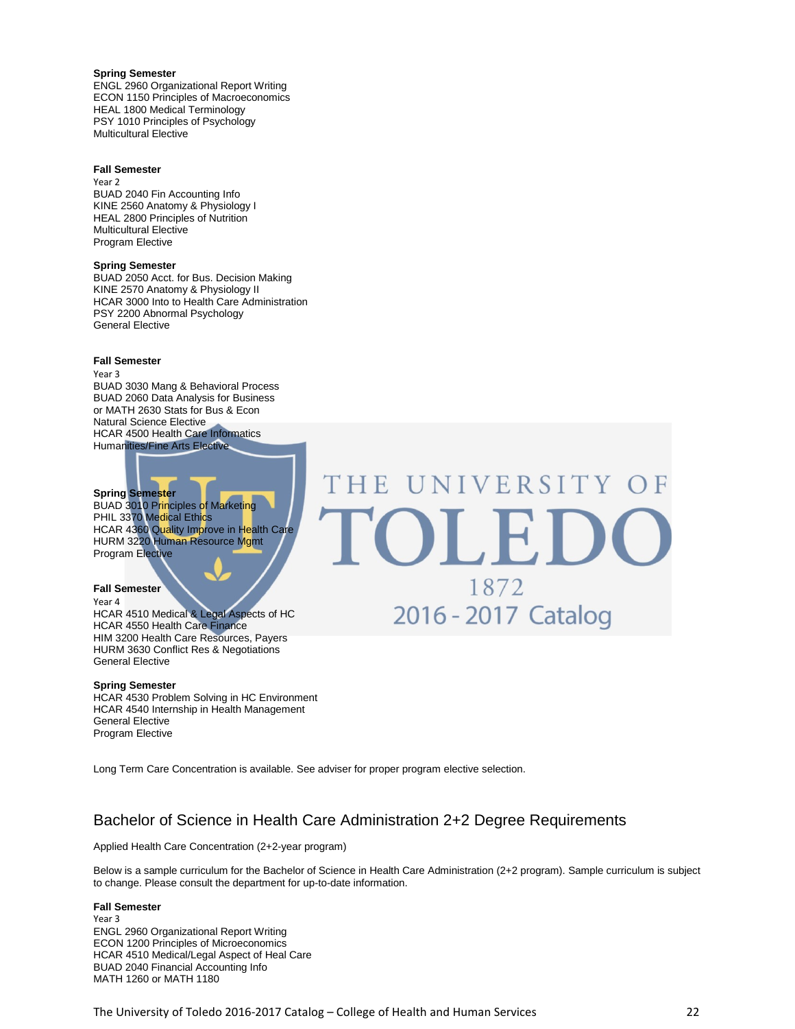**Spring Semester**
ENGL 2960 Organizational Report Writing
ECON 1150 Principles of Macroeconomics
HEAL 1800 Medical Terminology
PSY 1010 Principles of Psychology
Multicultural Elective

**Fall Semester**
Year 2
BUAD 2040 Fin Accounting Info
KINE 2560 Anatomy & Physiology I
HEAL 2800 Principles of Nutrition
Multicultural Elective
Program Elective

**Spring Semester**
BUAD 2050 Acct. for Bus. Decision Making
KINE 2570 Anatomy & Physiology II
HCAR 3000 Into to Health Care Administration
PSY 2200 Abnormal Psychology
General Elective

**Fall Semester**
Year 3
BUAD 3030 Mang & Behavioral Process
BUAD 2060 Data Analysis for Business
or MATH 2630 Stats for Bus & Econ
Natural Science Elective
HCAR 4500 Health Care Informatics
Humanities/Fine Arts Elective

**Spring Semester**
BUAD 3010 Principles of Marketing
PHIL 3370 Medical Ethics
HCAR 4360 Quality Improve in Health Care
HURM 3220 Human Resource Mgmt
Program Elective

**Fall Semester**
Year 4
HCAR 4510 Medical & Legal Aspects of HC
HCAR 4550 Health Care Finance
HIM 3200 Health Care Resources, Payers
HURM 3630 Conflict Res & Negotiations
General Elective

**Spring Semester**
HCAR 4530 Problem Solving in HC Environment
HCAR 4540 Internship in Health Management
General Elective
Program Elective

Long Term Care Concentration is available. See adviser for proper program elective selection.

## Bachelor of Science in Health Care Administration 2+2 Degree Requirements

Applied Health Care Concentration (2+2-year program)

Below is a sample curriculum for the Bachelor of Science in Health Care Administration (2+2 program). Sample curriculum is subject to change. Please consult the department for up-to-date information.

**Fall Semester**
Year 3
ENGL 2960 Organizational Report Writing
ECON 1200 Principles of Microeconomics
HCAR 4510 Medical/Legal Aspect of Heal Care
BUAD 2040 Financial Accounting Info
MATH 1260 or MATH 1180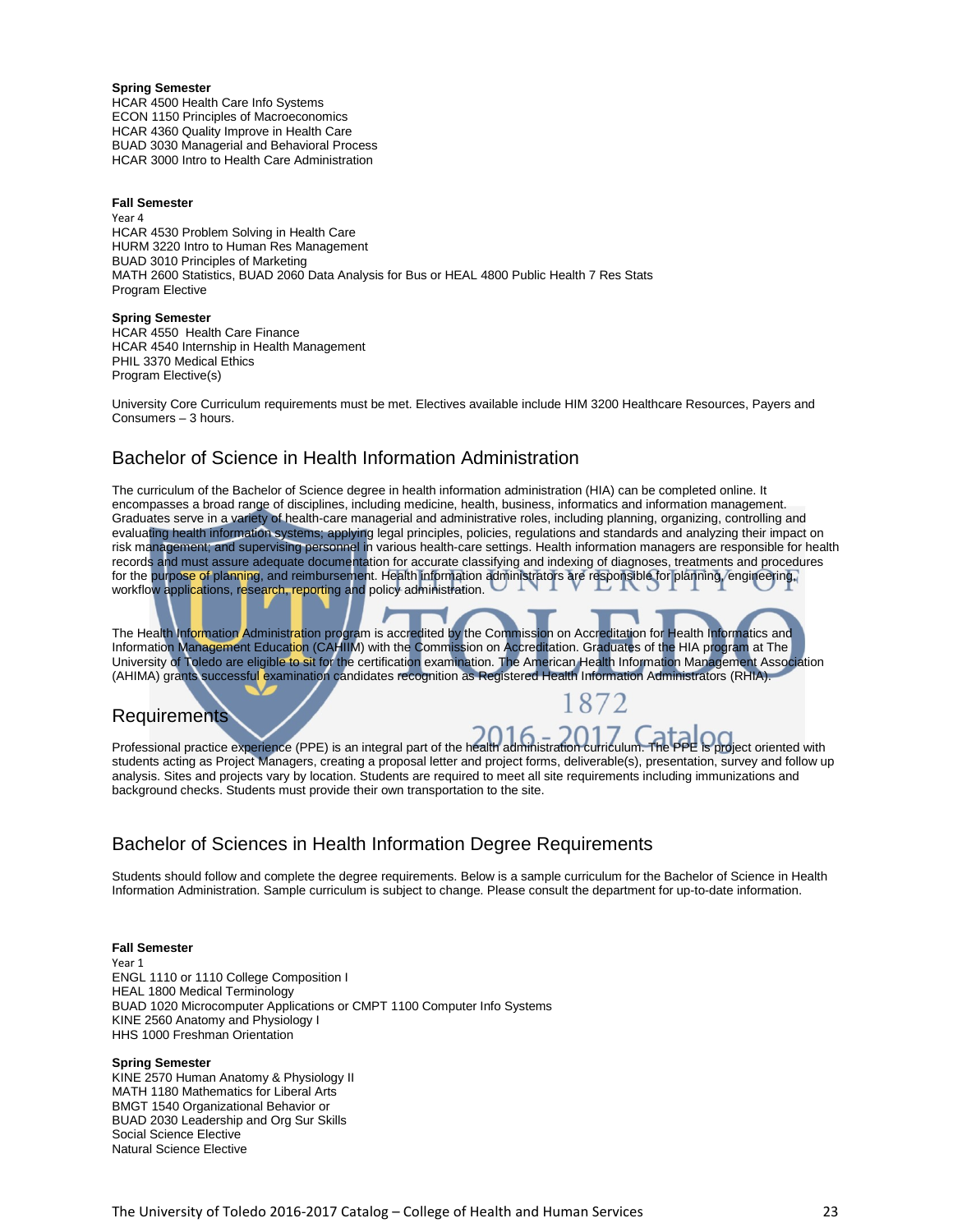**Spring Semester**
HCAR 4500 Health Care Info Systems
ECON 1150 Principles of Macroeconomics
HCAR 4360 Quality Improve in Health Care
BUAD 3030 Managerial and Behavioral Process
HCAR 3000 Intro to Health Care Administration

**Fall Semester**
Year 4
HCAR 4530 Problem Solving in Health Care
HURM 3220 Intro to Human Res Management
BUAD 3010 Principles of Marketing
MATH 2600 Statistics, BUAD 2060 Data Analysis for Bus or HEAL 4800 Public Health 7 Res Stats
Program Elective

**Spring Semester**
HCAR 4550 Health Care Finance
HCAR 4540 Internship in Health Management
PHIL 3370 Medical Ethics
Program Elective(s)

University Core Curriculum requirements must be met. Electives available include HIM 3200 Healthcare Resources, Payers and Consumers – 3 hours.

## Bachelor of Science in Health Information Administration

The curriculum of the Bachelor of Science degree in health information administration (HIA) can be completed online. It encompasses a broad range of disciplines, including medicine, health, business, informatics and information management. Graduates serve in a variety of health-care managerial and administrative roles, including planning, organizing, controlling and evaluating health information systems; applying legal principles, policies, regulations and standards and analyzing their impact on risk management; and supervising personnel in various health-care settings. Health information managers are responsible for health records and must assure adequate documentation for accurate classifying and indexing of diagnoses, treatments and procedures for the purpose of planning, and reimbursement. Health information administrators are responsible for planning, engineering, workflow applications, research, reporting and policy administration.

The Health Information Administration program is accredited by the Commission on Accreditation for Health Informatics and Information Management Education (CAHIIM) with the Commission on Accreditation. Graduates of the HIA program at The University of Toledo are eligible to sit for the certification examination. The American Health Information Management Association (AHIMA) grants successful examination candidates recognition as Registered Health Information Administrators (RHIA).

## Requirements

Professional practice experience (PPE) is an integral part of the health administration curriculum. The PPE is project oriented with students acting as Project Managers, creating a proposal letter and project forms, deliverable(s), presentation, survey and follow up analysis. Sites and projects vary by location. Students are required to meet all site requirements including immunizations and background checks. Students must provide their own transportation to the site.

## Bachelor of Sciences in Health Information Degree Requirements

Students should follow and complete the degree requirements. Below is a sample curriculum for the Bachelor of Science in Health Information Administration. Sample curriculum is subject to change. Please consult the department for up-to-date information.

**Fall Semester**
Year 1
ENGL 1110 or 1110 College Composition I
HEAL 1800 Medical Terminology
BUAD 1020 Microcomputer Applications or CMPT 1100 Computer Info Systems
KINE 2560 Anatomy and Physiology I
HHS 1000 Freshman Orientation

**Spring Semester**
KINE 2570 Human Anatomy & Physiology II
MATH 1180 Mathematics for Liberal Arts
BMGT 1540 Organizational Behavior or
BUAD 2030 Leadership and Org Sur Skills
Social Science Elective
Natural Science Elective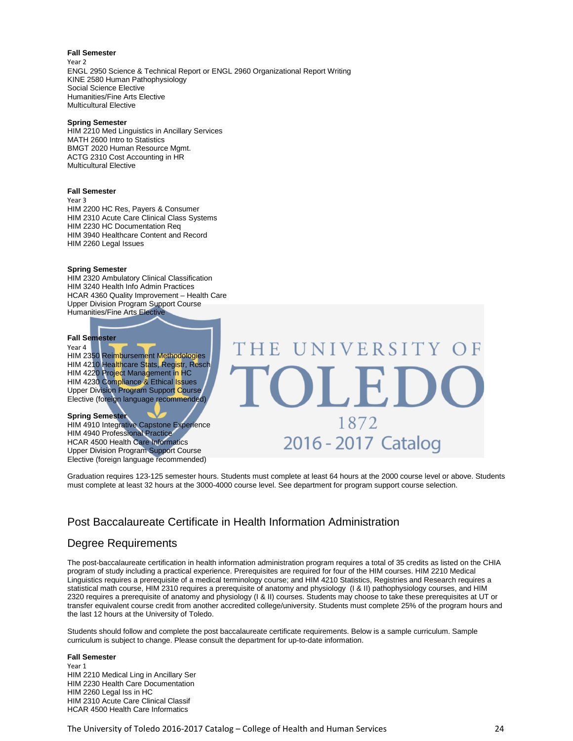**Fall Semester**
Year 2
ENGL 2950 Science & Technical Report or ENGL 2960 Organizational Report Writing
KINE 2580 Human Pathophysiology
Social Science Elective
Humanities/Fine Arts Elective
Multicultural Elective

**Spring Semester**
HIM 2210 Med Linguistics in Ancillary Services
MATH 2600 Intro to Statistics
BMGT 2020 Human Resource Mgmt.
ACTG 2310 Cost Accounting in HR
Multicultural Elective

**Fall Semester**
Year 3
HIM 2200 HC Res, Payers & Consumer
HIM 2310 Acute Care Clinical Class Systems
HIM 2230 HC Documentation Req
HIM 3940 Healthcare Content and Record
HIM 2260 Legal Issues

**Spring Semester**
HIM 2320 Ambulatory Clinical Classification
HIM 3240 Health Info Admin Practices
HCAR 4360 Quality Improvement – Health Care
Upper Division Program Support Course
Humanities/Fine Arts Elective

**Fall Semester**
Year 4
HIM 2350 Reimbursement Methodologies
HIM 4210 Healthcare Stats, Registr, Resch
HIM 4220 Project Management in HC
HIM 4230 Compliance & Ethical Issues
Upper Division Program Support Course
Elective (foreign language recommended)

**Spring Semester**
HIM 4910 Integrative Capstone Experience
HIM 4940 Professional Practice
HCAR 4500 Health Care Informatics
Upper Division Program Support Course
Elective (foreign language recommended)

Graduation requires 123-125 semester hours. Students must complete at least 64 hours at the 2000 course level or above. Students must complete at least 32 hours at the 3000-4000 course level. See department for program support course selection.

## Post Baccalaureate Certificate in Health Information Administration

## Degree Requirements

The post-baccalaureate certification in health information administration program requires a total of 35 credits as listed on the CHIA program of study including a practical experience. Prerequisites are required for four of the HIM courses. HIM 2210 Medical Linguistics requires a prerequisite of a medical terminology course; and HIM 4210 Statistics, Registries and Research requires a statistical math course, HIM 2310 requires a prerequisite of anatomy and physiology (I & II) pathophysiology courses, and HIM 2320 requires a prerequisite of anatomy and physiology (I & II) courses. Students may choose to take these prerequisites at UT or transfer equivalent course credit from another accredited college/university. Students must complete 25% of the program hours and the last 12 hours at the University of Toledo.

Students should follow and complete the post baccalaureate certificate requirements. Below is a sample curriculum. Sample curriculum is subject to change. Please consult the department for up-to-date information.

**Fall Semester**
Year 1
HIM 2210 Medical Ling in Ancillary Ser
HIM 2230 Health Care Documentation
HIM 2260 Legal Iss in HC
HIM 2310 Acute Care Clinical Classif
HCAR 4500 Health Care Informatics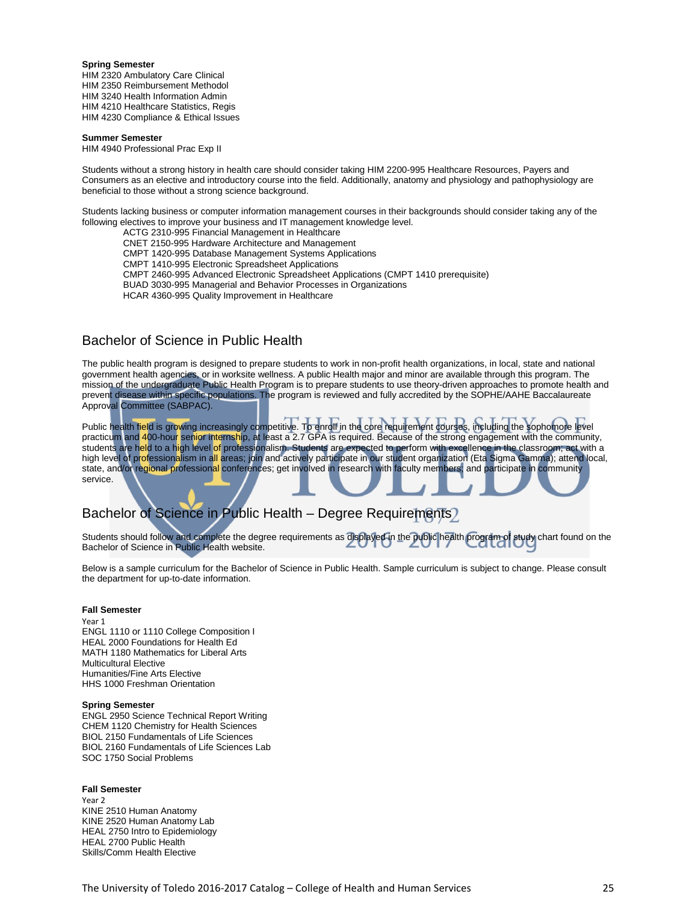**Spring Semester**
HIM 2320 Ambulatory Care Clinical
HIM 2350 Reimbursement Methodol
HIM 3240 Health Information Admin
HIM 4210 Healthcare Statistics, Regis
HIM 4230 Compliance & Ethical Issues

**Summer Semester**
HIM 4940 Professional Prac Exp II

Students without a strong history in health care should consider taking HIM 2200-995 Healthcare Resources, Payers and Consumers as an elective and introductory course into the field. Additionally, anatomy and physiology and pathophysiology are beneficial to those without a strong science background.

Students lacking business or computer information management courses in their backgrounds should consider taking any of the following electives to improve your business and IT management knowledge level.

- ACTG 2310-995 Financial Management in Healthcare
- CNET 2150-995 Hardware Architecture and Management
- CMPT 1420-995 Database Management Systems Applications
- CMPT 1410-995 Electronic Spreadsheet Applications
- CMPT 2460-995 Advanced Electronic Spreadsheet Applications (CMPT 1410 prerequisite)
- BUAD 3030-995 Managerial and Behavior Processes in Organizations
- HCAR 4360-995 Quality Improvement in Healthcare

## Bachelor of Science in Public Health

The public health program is designed to prepare students to work in non-profit health organizations, in local, state and national government health agencies, or in worksite wellness. A public Health major and minor are available through this program. The mission of the undergraduate Public Health Program is to prepare students to use theory-driven approaches to promote health and prevent disease within specific populations. The program is reviewed and fully accredited by the SOPHE/AAHE Baccalaureate Approval Committee (SABPAC).

Public health field is growing increasingly competitive. To enroll in the core requirement courses, including the sophomore level practicum and 400-hour senior internship, at least a 2.7 GPA is required. Because of the strong engagement with the community, students are held to a high level of professionalism. Students are expected to perform with excellence in the classroom; act with a high level of professionalism in all areas; join and actively participate in our student organization (Eta Sigma Gamma); attend local, state, and/or regional professional conferences; get involved in research with faculty members; and participate in community service.

## Bachelor of Science in Public Health – Degree Requirements

Students should follow and complete the degree requirements as displayed in the public health program of study chart found on the Bachelor of Science in Public Health website.

Below is a sample curriculum for the Bachelor of Science in Public Health. Sample curriculum is subject to change. Please consult the department for up-to-date information.

**Fall Semester**
Year 1
ENGL 1110 or 1110 College Composition I
HEAL 2000 Foundations for Health Ed
MATH 1180 Mathematics for Liberal Arts
Multicultural Elective
Humanities/Fine Arts Elective
HHS 1000 Freshman Orientation

**Spring Semester**
ENGL 2950 Science Technical Report Writing
CHEM 1120 Chemistry for Health Sciences
BIOL 2150 Fundamentals of Life Sciences
BIOL 2160 Fundamentals of Life Sciences Lab
SOC 1750 Social Problems

**Fall Semester**
Year 2
KINE 2510 Human Anatomy
KINE 2520 Human Anatomy Lab
HEAL 2750 Intro to Epidemiology
HEAL 2700 Public Health
Skills/Comm Health Elective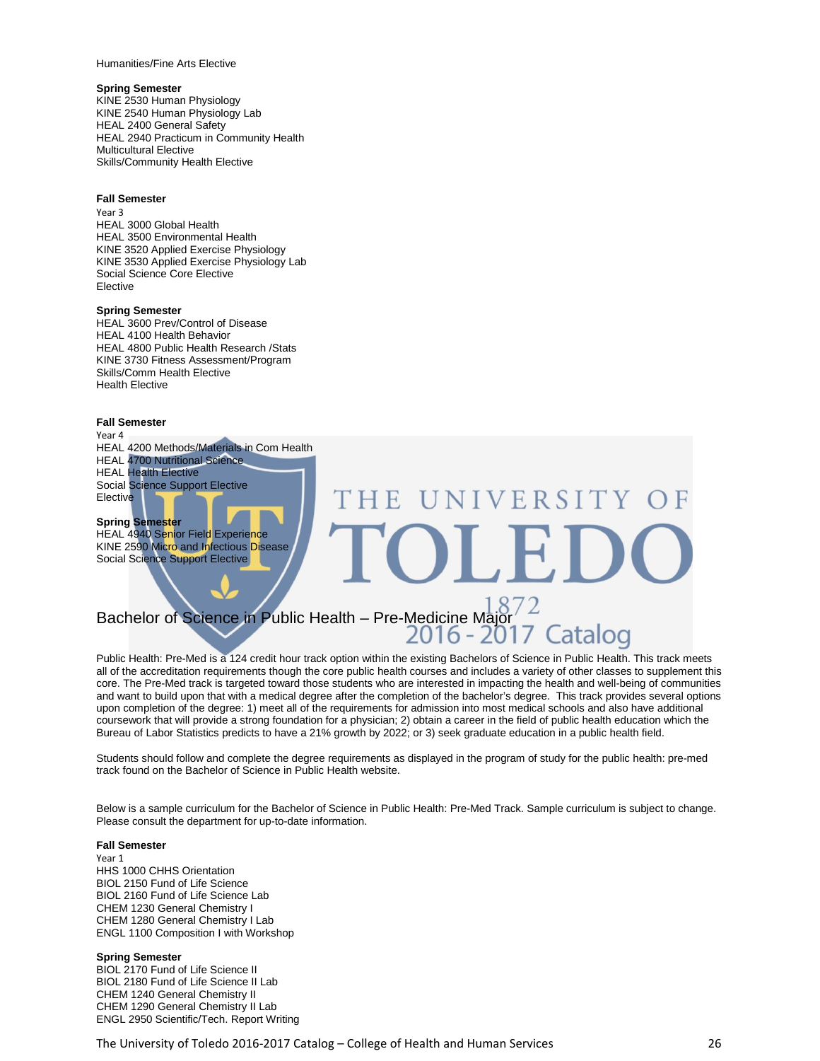Humanities/Fine Arts Elective

**Spring Semester**
KINE 2530 Human Physiology
KINE 2540 Human Physiology Lab
HEAL 2400 General Safety
HEAL 2940 Practicum in Community Health
Multicultural Elective
Skills/Community Health Elective

**Fall Semester**
Year 3
HEAL 3000 Global Health
HEAL 3500 Environmental Health
KINE 3520 Applied Exercise Physiology
KINE 3530 Applied Exercise Physiology Lab
Social Science Core Elective
Elective

**Spring Semester**
HEAL 3600 Prev/Control of Disease
HEAL 4100 Health Behavior
HEAL 4800 Public Health Research /Stats
KINE 3730 Fitness Assessment/Program
Skills/Comm Health Elective
Health Elective

**Fall Semester**
Year 4
HEAL 4200 Methods/Materials in Com Health
HEAL 4700 Nutritional Science
HEAL Health Elective
Social Science Support Elective
Elective

**Spring Semester**
HEAL 4940 Senior Field Experience
KINE 2590 Micro and Infectious Disease
Social Science Support Elective

## Bachelor of Science in Public Health – Pre-Medicine Major

Public Health: Pre-Med is a 124 credit hour track option within the existing Bachelors of Science in Public Health. This track meets all of the accreditation requirements though the core public health courses and includes a variety of other classes to supplement this core. The Pre-Med track is targeted toward those students who are interested in impacting the health and well-being of communities and want to build upon that with a medical degree after the completion of the bachelor's degree. This track provides several options upon completion of the degree: 1) meet all of the requirements for admission into most medical schools and also have additional coursework that will provide a strong foundation for a physician; 2) obtain a career in the field of public health education which the Bureau of Labor Statistics predicts to have a 21% growth by 2022; or 3) seek graduate education in a public health field.

Students should follow and complete the degree requirements as displayed in the program of study for the public health: pre-med track found on the Bachelor of Science in Public Health website.

Below is a sample curriculum for the Bachelor of Science in Public Health: Pre-Med Track. Sample curriculum is subject to change. Please consult the department for up-to-date information.

**Fall Semester**
Year 1
HHS 1000 CHHS Orientation
BIOL 2150 Fund of Life Science
BIOL 2160 Fund of Life Science Lab
CHEM 1230 General Chemistry I
CHEM 1280 General Chemistry I Lab
ENGL 1100 Composition I with Workshop

**Spring Semester**
BIOL 2170 Fund of Life Science II
BIOL 2180 Fund of Life Science II Lab
CHEM 1240 General Chemistry II
CHEM 1290 General Chemistry II Lab
ENGL 2950 Scientific/Tech. Report Writing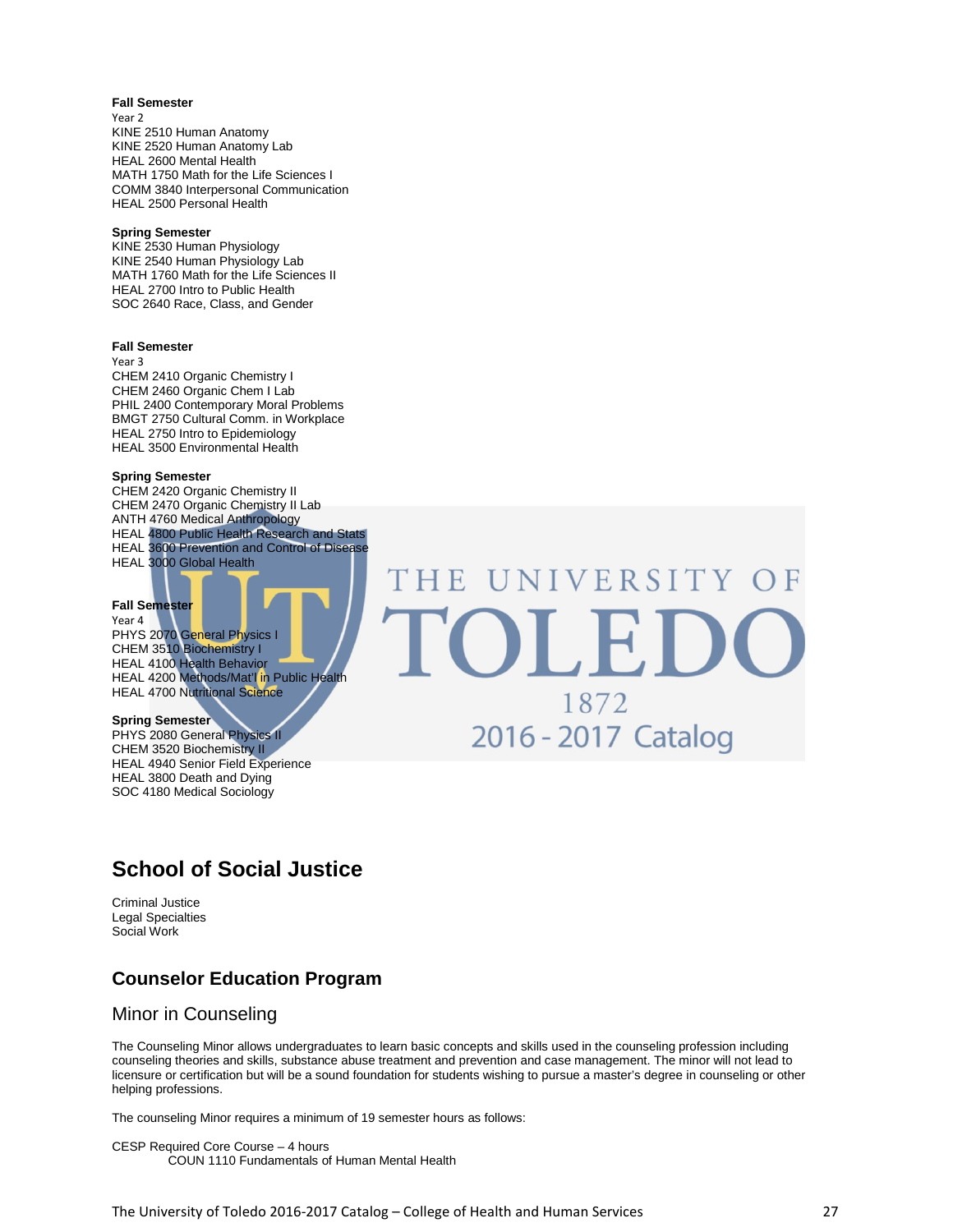**Fall Semester**
Year 2
KINE 2510 Human Anatomy
KINE 2520 Human Anatomy Lab
HEAL 2600 Mental Health
MATH 1750 Math for the Life Sciences I
COMM 3840 Interpersonal Communication
HEAL 2500 Personal Health

**Spring Semester**
KINE 2530 Human Physiology
KINE 2540 Human Physiology Lab
MATH 1760 Math for the Life Sciences II
HEAL 2700 Intro to Public Health
SOC 2640 Race, Class, and Gender

**Fall Semester**
Year 3
CHEM 2410 Organic Chemistry I
CHEM 2460 Organic Chem I Lab
PHIL 2400 Contemporary Moral Problems
BMGT 2750 Cultural Comm. in Workplace
HEAL 2750 Intro to Epidemiology
HEAL 3500 Environmental Health

**Spring Semester**
CHEM 2420 Organic Chemistry II
CHEM 2470 Organic Chemistry II Lab
ANTH 4760 Medical Anthropology
HEAL 4800 Public Health Research and Stats
HEAL 3600 Prevention and Control of Disease
HEAL 3000 Global Health

**Fall Semester**
Year 4
PHYS 2070 General Physics I
CHEM 3510 Biochemistry I
HEAL 4100 Health Behavior
HEAL 4200 Methods/Mat'l in Public Health
HEAL 4700 Nutritional Science

**Spring Semester**
PHYS 2080 General Physics II
CHEM 3520 Biochemistry II
HEAL 4940 Senior Field Experience
HEAL 3800 Death and Dying
SOC 4180 Medical Sociology

# School of Social Justice

Criminal Justice
Legal Specialties
Social Work

## Counselor Education Program

### Minor in Counseling

The Counseling Minor allows undergraduates to learn basic concepts and skills used in the counseling profession including counseling theories and skills, substance abuse treatment and prevention and case management. The minor will not lead to licensure or certification but will be a sound foundation for students wishing to pursue a master's degree in counseling or other helping professions.

The counseling Minor requires a minimum of 19 semester hours as follows:

CESP Required Core Course – 4 hours
COUN 1110 Fundamentals of Human Mental Health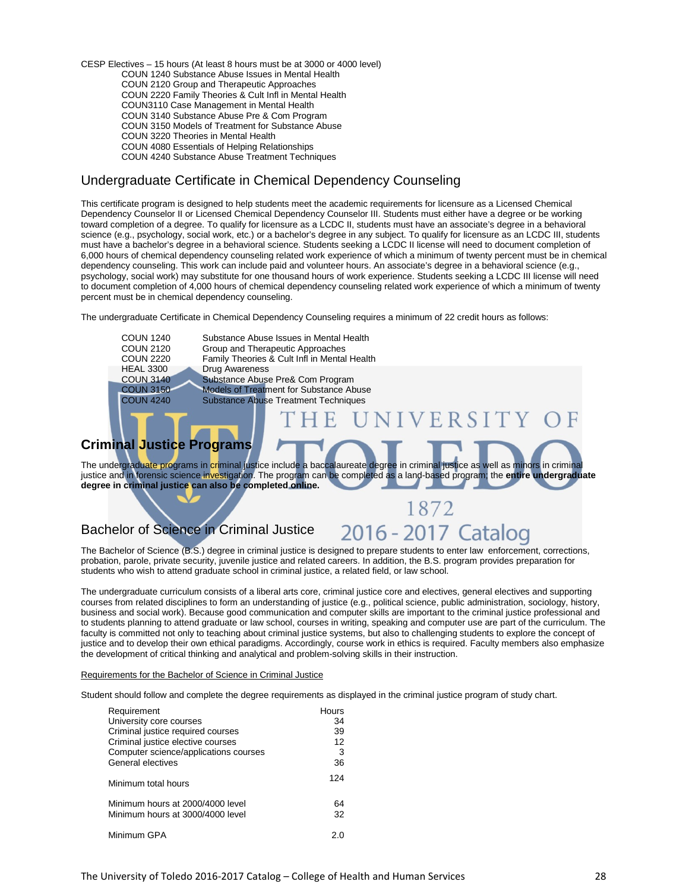CESP Electives – 15 hours (At least 8 hours must be at 3000 or 4000 level)

- COUN 1240 Substance Abuse Issues in Mental Health
- COUN 2120 Group and Therapeutic Approaches
- COUN 2220 Family Theories & Cult Infl in Mental Health
- COUN3110 Case Management in Mental Health
- COUN 3140 Substance Abuse Pre & Com Program
- COUN 3150 Models of Treatment for Substance Abuse
- COUN 3220 Theories in Mental Health
- COUN 4080 Essentials of Helping Relationships
- COUN 4240 Substance Abuse Treatment Techniques

## Undergraduate Certificate in Chemical Dependency Counseling

This certificate program is designed to help students meet the academic requirements for licensure as a Licensed Chemical Dependency Counselor II or Licensed Chemical Dependency Counselor III. Students must either have a degree or be working toward completion of a degree. To qualify for licensure as a LCDC II, students must have an associate's degree in a behavioral science (e.g., psychology, social work, etc.) or a bachelor's degree in any subject. To qualify for licensure as an LCDC III, students must have a bachelor's degree in a behavioral science. Students seeking a LCDC II license will need to document completion of 6,000 hours of chemical dependency counseling related work experience of which a minimum of twenty percent must be in chemical dependency counseling. This work can include paid and volunteer hours. An associate's degree in a behavioral science (e.g., psychology, social work) may substitute for one thousand hours of work experience. Students seeking a LCDC III license will need to document completion of 4,000 hours of chemical dependency counseling related work experience of which a minimum of twenty percent must be in chemical dependency counseling.

The undergraduate Certificate in Chemical Dependency Counseling requires a minimum of 22 credit hours as follows:

| | |
|---|---|
| COUN 1240 | Substance Abuse Issues in Mental Health |
| COUN 2120 | Group and Therapeutic Approaches |
| COUN 2220 | Family Theories & Cult Infl in Mental Health |
| HEAL 3300 | Drug Awareness |
| COUN 3140 | Substance Abuse Pre& Com Program |
| COUN 3150 | Models of Treatment for Substance Abuse |
| COUN 4240 | Substance Abuse Treatment Techniques |

## Criminal Justice Programs

The undergraduate programs in criminal justice include a baccalaureate degree in criminal justice as well as minors in criminal justice and in forensic science investigation. The program can be completed as a land-based program; the **entire undergraduate degree in criminal justice can also be completed online.**

## Bachelor of Science in Criminal Justice

The Bachelor of Science (B.S.) degree in criminal justice is designed to prepare students to enter law enforcement, corrections, probation, parole, private security, juvenile justice and related careers. In addition, the B.S. program provides preparation for students who wish to attend graduate school in criminal justice, a related field, or law school.

The undergraduate curriculum consists of a liberal arts core, criminal justice core and electives, general electives and supporting courses from related disciplines to form an understanding of justice (e.g., political science, public administration, sociology, history, business and social work). Because good communication and computer skills are important to the criminal justice professional and to students planning to attend graduate or law school, courses in writing, speaking and computer use are part of the curriculum. The faculty is committed not only to teaching about criminal justice systems, but also to challenging students to explore the concept of justice and to develop their own ethical paradigms. Accordingly, course work in ethics is required. Faculty members also emphasize the development of critical thinking and analytical and problem-solving skills in their instruction.

Requirements for the Bachelor of Science in Criminal Justice

Student should follow and complete the degree requirements as displayed in the criminal justice program of study chart.

| Requirement | Hours |
|---|---|
| University core courses | 34 |
| Criminal justice required courses | 39 |
| Criminal justice elective courses | 12 |
| Computer science/applications courses | 3 |
| General electives | 36 |
| Minimum total hours | 124 |
| Minimum hours at 2000/4000 level | 64 |
| Minimum hours at 3000/4000 level | 32 |
| Minimum GPA | 2.0 |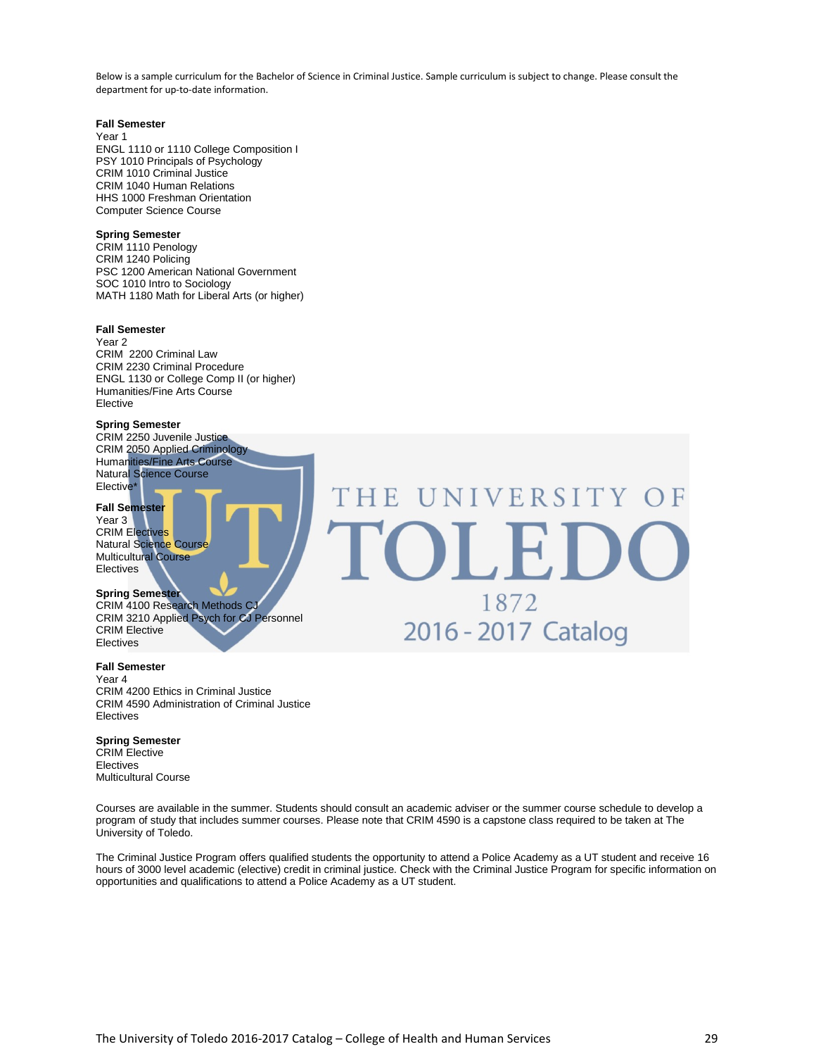Below is a sample curriculum for the Bachelor of Science in Criminal Justice. Sample curriculum is subject to change. Please consult the department for up-to-date information.

**Fall Semester**
Year 1
ENGL 1110 or 1110 College Composition I
PSY 1010 Principals of Psychology
CRIM 1010 Criminal Justice
CRIM 1040 Human Relations
HHS 1000 Freshman Orientation
Computer Science Course

**Spring Semester**
CRIM 1110 Penology
CRIM 1240 Policing
PSC 1200 American National Government
SOC 1010 Intro to Sociology
MATH 1180 Math for Liberal Arts (or higher)

**Fall Semester**
Year 2
CRIM 2200 Criminal Law
CRIM 2230 Criminal Procedure
ENGL 1130 or College Comp II (or higher)
Humanities/Fine Arts Course
Elective

**Spring Semester**
CRIM 2250 Juvenile Justice
CRIM 2050 Applied Criminology
Humanities/Fine Arts Course
Natural Science Course
Elective*

**Fall Semester**
Year 3
CRIM Electives
Natural Science Course
Multicultural Course
Electives

**Spring Semester**
CRIM 4100 Research Methods CJ
CRIM 3210 Applied Psych for CJ Personnel
CRIM Elective
Electives

**Fall Semester**
Year 4
CRIM 4200 Ethics in Criminal Justice
CRIM 4590 Administration of Criminal Justice
Electives

**Spring Semester**
CRIM Elective
Electives
Multicultural Course

Courses are available in the summer. Students should consult an academic adviser or the summer course schedule to develop a program of study that includes summer courses. Please note that CRIM 4590 is a capstone class required to be taken at The University of Toledo.

The Criminal Justice Program offers qualified students the opportunity to attend a Police Academy as a UT student and receive 16 hours of 3000 level academic (elective) credit in criminal justice. Check with the Criminal Justice Program for specific information on opportunities and qualifications to attend a Police Academy as a UT student.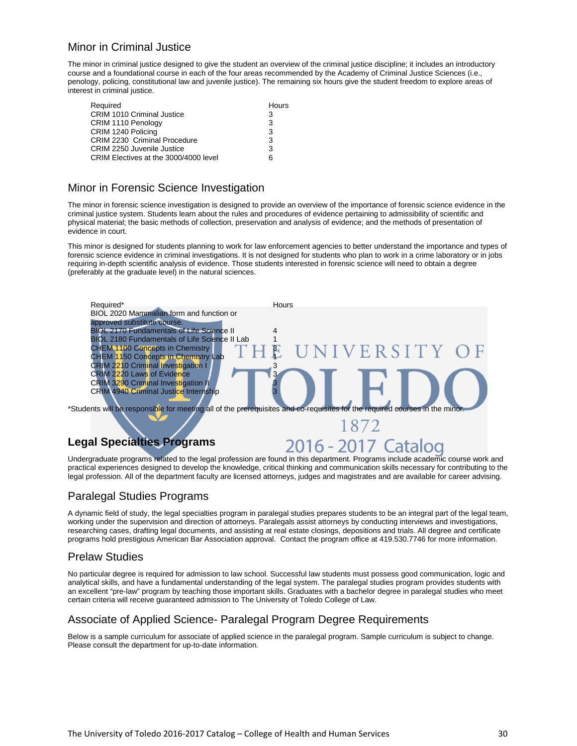## Minor in Criminal Justice

The minor in criminal justice designed to give the student an overview of the criminal justice discipline; it includes an introductory course and a foundational course in each of the four areas recommended by the Academy of Criminal Justice Sciences (i.e., penology, policing, constitutional law and juvenile justice). The remaining six hours give the student freedom to explore areas of interest in criminal justice.

| Required | Hours |
|---|---|
| CRIM 1010 Criminal Justice | 3 |
| CRIM 1110 Penology | 3 |
| CRIM 1240 Policing | 3 |
| CRIM 2230 Criminal Procedure | 3 |
| CRIM 2250 Juvenile Justice | 3 |
| CRIM Electives at the 3000/4000 level | 6 |

## Minor in Forensic Science Investigation

The minor in forensic science investigation is designed to provide an overview of the importance of forensic science evidence in the criminal justice system. Students learn about the rules and procedures of evidence pertaining to admissibility of scientific and physical material; the basic methods of collection, preservation and analysis of evidence; and the methods of presentation of evidence in court.

This minor is designed for students planning to work for law enforcement agencies to better understand the importance and types of forensic science evidence in criminal investigations. It is not designed for students who plan to work in a crime laboratory or in jobs requiring in-depth scientific analysis of evidence. Those students interested in forensic science will need to obtain a degree (preferably at the graduate level) in the natural sciences.

| Required* | Hours |
|---|---|
| BIOL 2020 Mammalian form and function or approved substitute course. | |
| BIOL 2170 Fundamentals of Life Science II | 4 |
| BIOL 2180 Fundamentals of Life Science II Lab | 1 |
| CHEM 1100 Concepts in Chemistry | 3 |
| CHEM 1150 Concepts in Chemistry Lab | 1 |
| CRIM 2210 Criminal Investigation I | 3 |
| CRIM 2220 Laws of Evidence | 3 |
| CRIM 3290 Criminal Investigation II | 3 |
| CRIM 4940 Criminal Justice Internship | 3 |

*Students will be responsible for meeting all of the prerequisites and co-requisites for the required courses in the minor.

## Legal Specialties Programs

Undergraduate programs related to the legal profession are found in this department. Programs include academic course work and practical experiences designed to develop the knowledge, critical thinking and communication skills necessary for contributing to the legal profession. All of the department faculty are licensed attorneys, judges and magistrates and are available for career advising.

## Paralegal Studies Programs

A dynamic field of study, the legal specialties program in paralegal studies prepares students to be an integral part of the legal team, working under the supervision and direction of attorneys. Paralegals assist attorneys by conducting interviews and investigations, researching cases, drafting legal documents, and assisting at real estate closings, depositions and trials. All degree and certificate programs hold prestigious American Bar Association approval. Contact the program office at 419.530.7746 for more information.

## Prelaw Studies

No particular degree is required for admission to law school. Successful law students must possess good communication, logic and analytical skills, and have a fundamental understanding of the legal system. The paralegal studies program provides students with an excellent "pre-law" program by teaching those important skills. Graduates with a bachelor degree in paralegal studies who meet certain criteria will receive guaranteed admission to The University of Toledo College of Law.

## Associate of Applied Science- Paralegal Program Degree Requirements

Below is a sample curriculum for associate of applied science in the paralegal program. Sample curriculum is subject to change. Please consult the department for up-to-date information.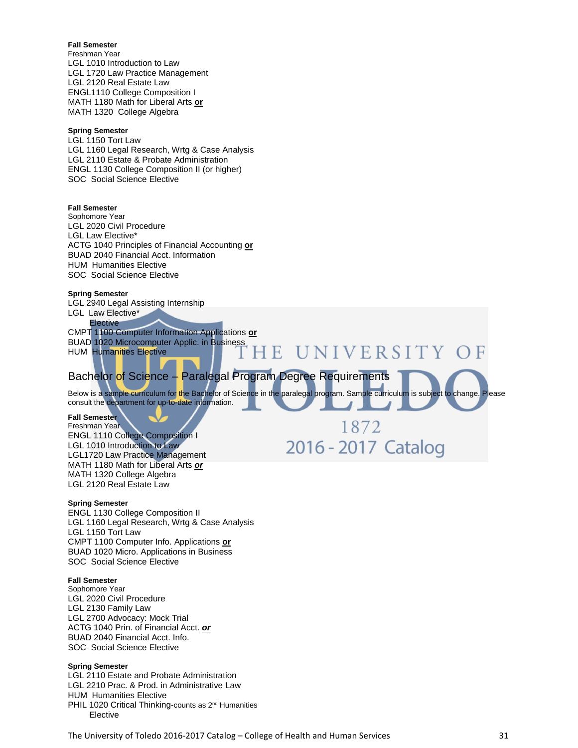**Fall Semester**
Freshman Year
LGL 1010 Introduction to Law
LGL 1720 Law Practice Management
LGL 2120 Real Estate Law
ENGL1110 College Composition I
MATH 1180 Math for Liberal Arts **or**
MATH 1320 College Algebra

**Spring Semester**
LGL 1150 Tort Law
LGL 1160 Legal Research, Wrtg & Case Analysis
LGL 2110 Estate & Probate Administration
ENGL 1130 College Composition II (or higher)
SOC Social Science Elective

**Fall Semester**
Sophomore Year
LGL 2020 Civil Procedure
LGL Law Elective*
ACTG 1040 Principles of Financial Accounting **or**
BUAD 2040 Financial Acct. Information
HUM Humanities Elective
SOC Social Science Elective

**Spring Semester**
LGL 2940 Legal Assisting Internship
LGL Law Elective*
Elective
CMPT 1100 Computer Information Applications **or**
BUAD 1020 Microcomputer Applic. in Business
HUM Humanities Elective

## Bachelor of Science – Paralegal Program Degree Requirements

Below is a sample curriculum for the Bachelor of Science in the paralegal program. Sample curriculum is subject to change. Please consult the department for up-to-date information.

**Fall Semester**
Freshman Year
ENGL 1110 College Composition I
LGL 1010 Introduction to Law
LGL1720 Law Practice Management
MATH 1180 Math for Liberal Arts ***or***
MATH 1320 College Algebra
LGL 2120 Real Estate Law

**Spring Semester**
ENGL 1130 College Composition II
LGL 1160 Legal Research, Wrtg & Case Analysis
LGL 1150 Tort Law
CMPT 1100 Computer Info. Applications **or**
BUAD 1020 Micro. Applications in Business
SOC Social Science Elective

**Fall Semester**
Sophomore Year
LGL 2020 Civil Procedure
LGL 2130 Family Law
LGL 2700 Advocacy: Mock Trial
ACTG 1040 Prin. of Financial Acct. ***or***
BUAD 2040 Financial Acct. Info.
SOC Social Science Elective

**Spring Semester**
LGL 2110 Estate and Probate Administration
LGL 2210 Prac. & Prod. in Administrative Law
HUM Humanities Elective
PHIL 1020 Critical Thinking-counts as 2nd Humanities Elective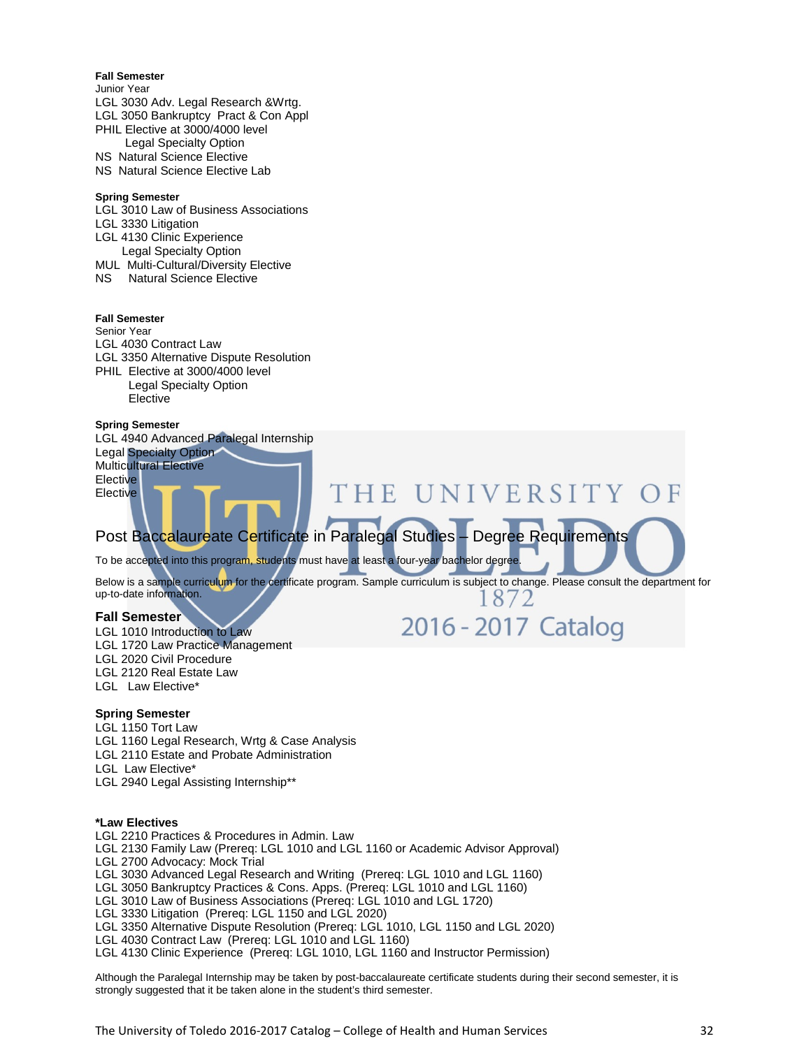**Fall Semester**
Junior Year
LGL 3030 Adv. Legal Research &Wrtg.
LGL 3050 Bankruptcy Pract & Con Appl
PHIL Elective at 3000/4000 level
Legal Specialty Option
NS Natural Science Elective
NS Natural Science Elective Lab

**Spring Semester**
LGL 3010 Law of Business Associations
LGL 3330 Litigation
LGL 4130 Clinic Experience
Legal Specialty Option
MUL Multi-Cultural/Diversity Elective
NS Natural Science Elective

**Fall Semester**
Senior Year
LGL 4030 Contract Law
LGL 3350 Alternative Dispute Resolution
PHIL Elective at 3000/4000 level
Legal Specialty Option
Elective

**Spring Semester**
LGL 4940 Advanced Paralegal Internship
Legal Specialty Option
Multicultural Elective
Elective
Elective

## Post Baccalaureate Certificate in Paralegal Studies – Degree Requirements

To be accepted into this program, students must have at least a four-year bachelor degree.

Below is a sample curriculum for the certificate program. Sample curriculum is subject to change. Please consult the department for up-to-date information.

**Fall Semester**
LGL 1010 Introduction to Law
LGL 1720 Law Practice Management
LGL 2020 Civil Procedure
LGL 2120 Real Estate Law
LGL Law Elective*

**Spring Semester**
LGL 1150 Tort Law
LGL 1160 Legal Research, Wrtg & Case Analysis
LGL 2110 Estate and Probate Administration
LGL Law Elective*
LGL 2940 Legal Assisting Internship**

**\*Law Electives**
LGL 2210 Practices & Procedures in Admin. Law
LGL 2130 Family Law (Prereq: LGL 1010 and LGL 1160 or Academic Advisor Approval)
LGL 2700 Advocacy: Mock Trial
LGL 3030 Advanced Legal Research and Writing (Prereq: LGL 1010 and LGL 1160)
LGL 3050 Bankruptcy Practices & Cons. Apps. (Prereq: LGL 1010 and LGL 1160)
LGL 3010 Law of Business Associations (Prereq: LGL 1010 and LGL 1720)
LGL 3330 Litigation (Prereq: LGL 1150 and LGL 2020)
LGL 3350 Alternative Dispute Resolution (Prereq: LGL 1010, LGL 1150 and LGL 2020)
LGL 4030 Contract Law (Prereq: LGL 1010 and LGL 1160)
LGL 4130 Clinic Experience (Prereq: LGL 1010, LGL 1160 and Instructor Permission)

Although the Paralegal Internship may be taken by post-baccalaureate certificate students during their second semester, it is strongly suggested that it be taken alone in the student's third semester.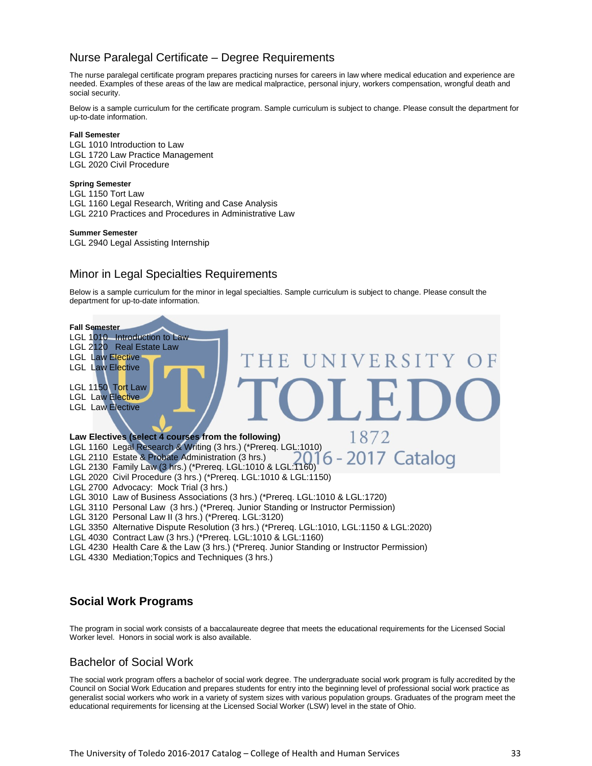## Nurse Paralegal Certificate – Degree Requirements

The nurse paralegal certificate program prepares practicing nurses for careers in law where medical education and experience are needed. Examples of these areas of the law are medical malpractice, personal injury, workers compensation, wrongful death and social security.

Below is a sample curriculum for the certificate program. Sample curriculum is subject to change. Please consult the department for up-to-date information.

**Fall Semester**
LGL 1010 Introduction to Law
LGL 1720 Law Practice Management
LGL 2020 Civil Procedure

**Spring Semester**
LGL 1150 Tort Law
LGL 1160 Legal Research, Writing and Case Analysis
LGL 2210 Practices and Procedures in Administrative Law

**Summer Semester**
LGL 2940 Legal Assisting Internship

## Minor in Legal Specialties Requirements

Below is a sample curriculum for the minor in legal specialties. Sample curriculum is subject to change. Please consult the department for up-to-date information.

**Fall Semester**
LGL 1010 Introduction to Law
LGL 2120 Real Estate Law
LGL Law Elective
LGL Law Elective

LGL 1150 Tort Law
LGL Law Elective
LGL Law Elective

**Law Electives (select 4 courses from the following)**
LGL 1160 Legal Research & Writing (3 hrs.) (*Prereq. LGL:1010)
LGL 2110 Estate & Probate Administration (3 hrs.)
LGL 2130 Family Law (3 hrs.) (*Prereq. LGL:1010 & LGL:1160)
LGL 2020 Civil Procedure (3 hrs.) (*Prereq. LGL:1010 & LGL:1150)
LGL 2700 Advocacy: Mock Trial (3 hrs.)
LGL 3010 Law of Business Associations (3 hrs.) (*Prereq. LGL:1010 & LGL:1720)
LGL 3110 Personal Law (3 hrs.) (*Prereq. Junior Standing or Instructor Permission)
LGL 3120 Personal Law II (3 hrs.) (*Prereq. LGL:3120)
LGL 3350 Alternative Dispute Resolution (3 hrs.) (*Prereq. LGL:1010, LGL:1150 & LGL:2020)
LGL 4030 Contract Law (3 hrs.) (*Prereq. LGL:1010 & LGL:1160)
LGL 4230 Health Care & the Law (3 hrs.) (*Prereq. Junior Standing or Instructor Permission)
LGL 4330 Mediation;Topics and Techniques (3 hrs.)

# Social Work Programs

The program in social work consists of a baccalaureate degree that meets the educational requirements for the Licensed Social Worker level. Honors in social work is also available.

## Bachelor of Social Work

The social work program offers a bachelor of social work degree. The undergraduate social work program is fully accredited by the Council on Social Work Education and prepares students for entry into the beginning level of professional social work practice as generalist social workers who work in a variety of system sizes with various population groups. Graduates of the program meet the educational requirements for licensing at the Licensed Social Worker (LSW) level in the state of Ohio.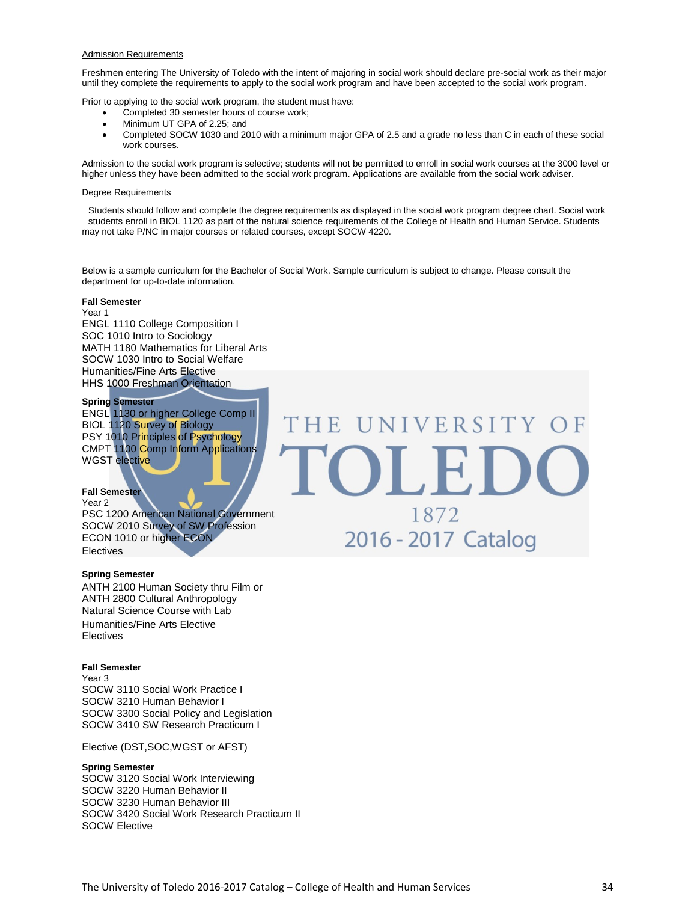## Admission Requirements

Freshmen entering The University of Toledo with the intent of majoring in social work should declare pre-social work as their major until they complete the requirements to apply to the social work program and have been accepted to the social work program.

Prior to applying to the social work program, the student must have:

- Completed 30 semester hours of course work;
- Minimum UT GPA of 2.25; and
- Completed SOCW 1030 and 2010 with a minimum major GPA of 2.5 and a grade no less than C in each of these social work courses.

Admission to the social work program is selective; students will not be permitted to enroll in social work courses at the 3000 level or higher unless they have been admitted to the social work program. Applications are available from the social work adviser.

## Degree Requirements

Students should follow and complete the degree requirements as displayed in the social work program degree chart. Social work students enroll in BIOL 1120 as part of the natural science requirements of the College of Health and Human Service. Students may not take P/NC in major courses or related courses, except SOCW 4220.

Below is a sample curriculum for the Bachelor of Social Work. Sample curriculum is subject to change. Please consult the department for up-to-date information.

**Fall Semester**
Year 1
ENGL 1110 College Composition I
SOC 1010 Intro to Sociology
MATH 1180 Mathematics for Liberal Arts
SOCW 1030 Intro to Social Welfare
Humanities/Fine Arts Elective
HHS 1000 Freshman Orientation

**Spring Semester**
ENGL 1130 or higher College Comp II
BIOL 1120 Survey of Biology
PSY 1010 Principles of Psychology
CMPT 1100 Comp Inform Applications
WGST elective

**Fall Semester**
Year 2
PSC 1200 American National Government
SOCW 2010 Survey of SW Profession
ECON 1010 or higher ECON
Electives

**Spring Semester**
ANTH 2100 Human Society thru Film or
ANTH 2800 Cultural Anthropology
Natural Science Course with Lab
Humanities/Fine Arts Elective
Electives

**Fall Semester**
Year 3
SOCW 3110 Social Work Practice I
SOCW 3210 Human Behavior I
SOCW 3300 Social Policy and Legislation
SOCW 3410 SW Research Practicum I

Elective (DST,SOC,WGST or AFST)

**Spring Semester**
SOCW 3120 Social Work Interviewing
SOCW 3220 Human Behavior II
SOCW 3230 Human Behavior III
SOCW 3420 Social Work Research Practicum II
SOCW Elective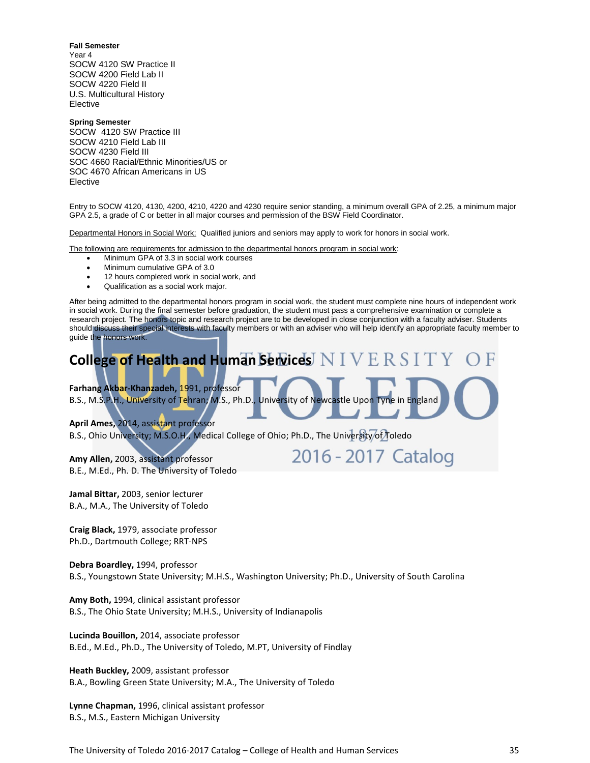**Fall Semester**
Year 4
SOCW 4120 SW Practice II
SOCW 4200 Field Lab II
SOCW 4220 Field II
U.S. Multicultural History
Elective

**Spring Semester**
SOCW 4120 SW Practice III
SOCW 4210 Field Lab III
SOCW 4230 Field III
SOC 4660 Racial/Ethnic Minorities/US or
SOC 4670 African Americans in US
Elective

Entry to SOCW 4120, 4130, 4200, 4210, 4220 and 4230 require senior standing, a minimum overall GPA of 2.25, a minimum major GPA 2.5, a grade of C or better in all major courses and permission of the BSW Field Coordinator.

Departmental Honors in Social Work: Qualified juniors and seniors may apply to work for honors in social work.

The following are requirements for admission to the departmental honors program in social work:

- Minimum GPA of 3.3 in social work courses
- Minimum cumulative GPA of 3.0
- 12 hours completed work in social work, and
- Qualification as a social work major.

After being admitted to the departmental honors program in social work, the student must complete nine hours of independent work in social work. During the final semester before graduation, the student must pass a comprehensive examination or complete a research project. The honors topic and research project are to be developed in close conjunction with a faculty adviser. Students should discuss their special interests with faculty members or with an adviser who will help identify an appropriate faculty member to guide the honors work.

## College of Health and Human Services

**Farhang Akbar-Khanzadeh,** 1991, professor
B.S., M.S.P.H., University of Tehran; M.S., Ph.D., University of Newcastle Upon Tyne in England

**April Ames,** 2014, assistant professor
B.S., Ohio University; M.S.O.H., Medical College of Ohio; Ph.D., The University of Toledo

**Amy Allen,** 2003, assistant professor
B.E., M.Ed., Ph. D. The University of Toledo

**Jamal Bittar,** 2003, senior lecturer
B.A., M.A., The University of Toledo

**Craig Black,** 1979, associate professor
Ph.D., Dartmouth College; RRT-NPS

**Debra Boardley,** 1994, professor
B.S., Youngstown State University; M.H.S., Washington University; Ph.D., University of South Carolina

**Amy Both,** 1994, clinical assistant professor
B.S., The Ohio State University; M.H.S., University of Indianapolis

**Lucinda Bouillon,** 2014, associate professor
B.Ed., M.Ed., Ph.D., The University of Toledo, M.PT, University of Findlay

**Heath Buckley,** 2009, assistant professor
B.A., Bowling Green State University; M.A., The University of Toledo

**Lynne Chapman,** 1996, clinical assistant professor
B.S., M.S., Eastern Michigan University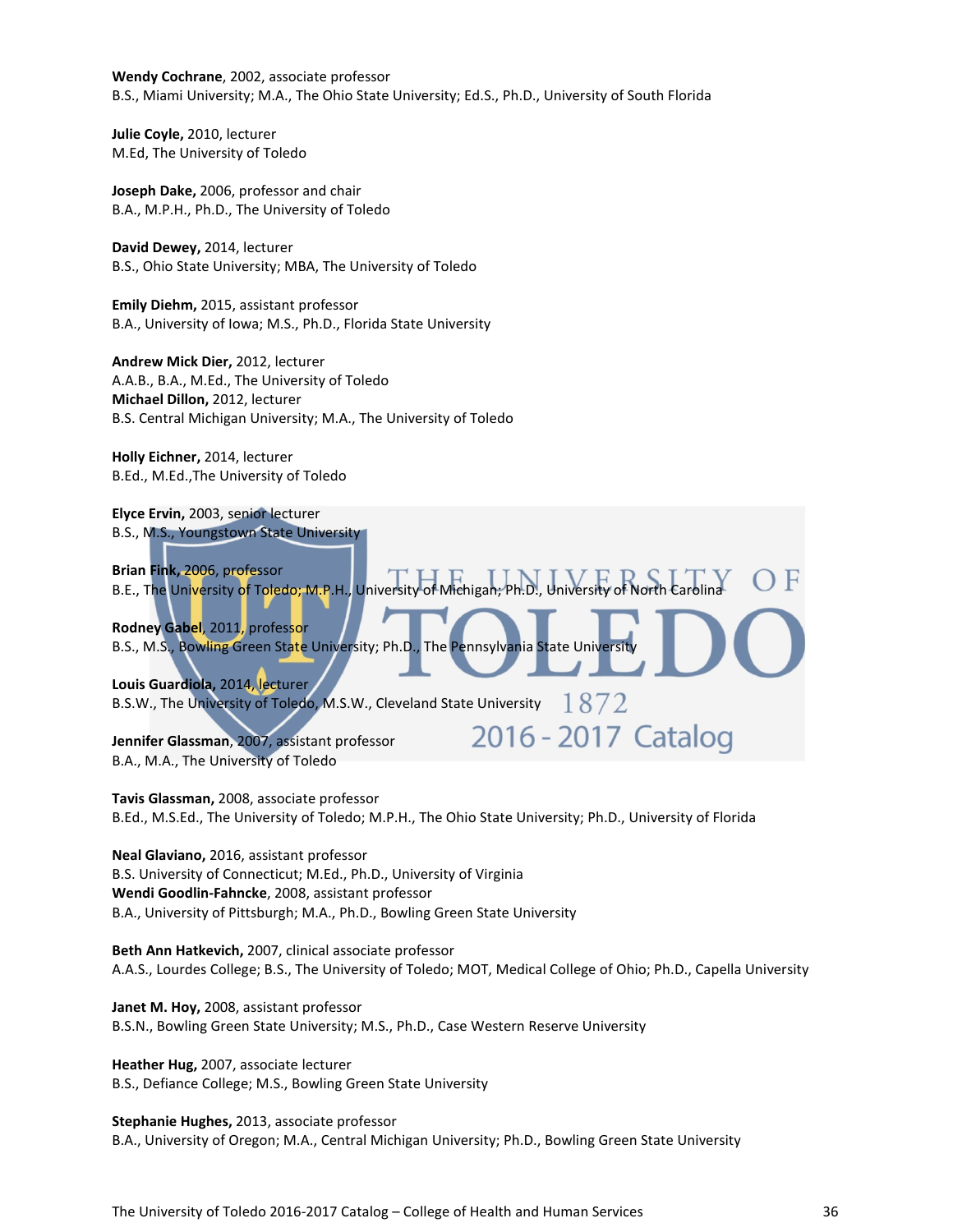**Wendy Cochrane**, 2002, associate professor
B.S., Miami University; M.A., The Ohio State University; Ed.S., Ph.D., University of South Florida

**Julie Coyle,** 2010, lecturer
M.Ed, The University of Toledo

**Joseph Dake,** 2006, professor and chair
B.A., M.P.H., Ph.D., The University of Toledo

**David Dewey,** 2014, lecturer
B.S., Ohio State University; MBA, The University of Toledo

**Emily Diehm,** 2015, assistant professor
B.A., University of Iowa; M.S., Ph.D., Florida State University

**Andrew Mick Dier,** 2012, lecturer
A.A.B., B.A., M.Ed., The University of Toledo

**Michael Dillon,** 2012, lecturer
B.S. Central Michigan University; M.A., The University of Toledo

**Holly Eichner,** 2014, lecturer
B.Ed., M.Ed.,The University of Toledo

**Elyce Ervin,** 2003, senior lecturer
B.S., M.S., Youngstown State University

**Brian Fink,** 2006, professor
B.E., The University of Toledo; M.P.H., University of Michigan; Ph.D., University of North Carolina

**Rodney Gabel**, 2011, professor
B.S., M.S., Bowling Green State University; Ph.D., The Pennsylvania State University

**Louis Guardiola,** 2014, lecturer
B.S.W., The University of Toledo, M.S.W., Cleveland State University

**Jennifer Glassman,** 2007, assistant professor
B.A., M.A., The University of Toledo

**Tavis Glassman,** 2008, associate professor
B.Ed., M.S.Ed., The University of Toledo; M.P.H., The Ohio State University; Ph.D., University of Florida

**Neal Glaviano,** 2016, assistant professor
B.S. University of Connecticut; M.Ed., Ph.D., University of Virginia

**Wendi Goodlin-Fahncke**, 2008, assistant professor
B.A., University of Pittsburgh; M.A., Ph.D., Bowling Green State University

**Beth Ann Hatkevich,** 2007, clinical associate professor
A.A.S., Lourdes College; B.S., The University of Toledo; MOT, Medical College of Ohio; Ph.D., Capella University

**Janet M. Hoy,** 2008, assistant professor
B.S.N., Bowling Green State University; M.S., Ph.D., Case Western Reserve University

**Heather Hug,** 2007, associate lecturer
B.S., Defiance College; M.S., Bowling Green State University

**Stephanie Hughes,** 2013, associate professor
B.A., University of Oregon; M.A., Central Michigan University; Ph.D., Bowling Green State University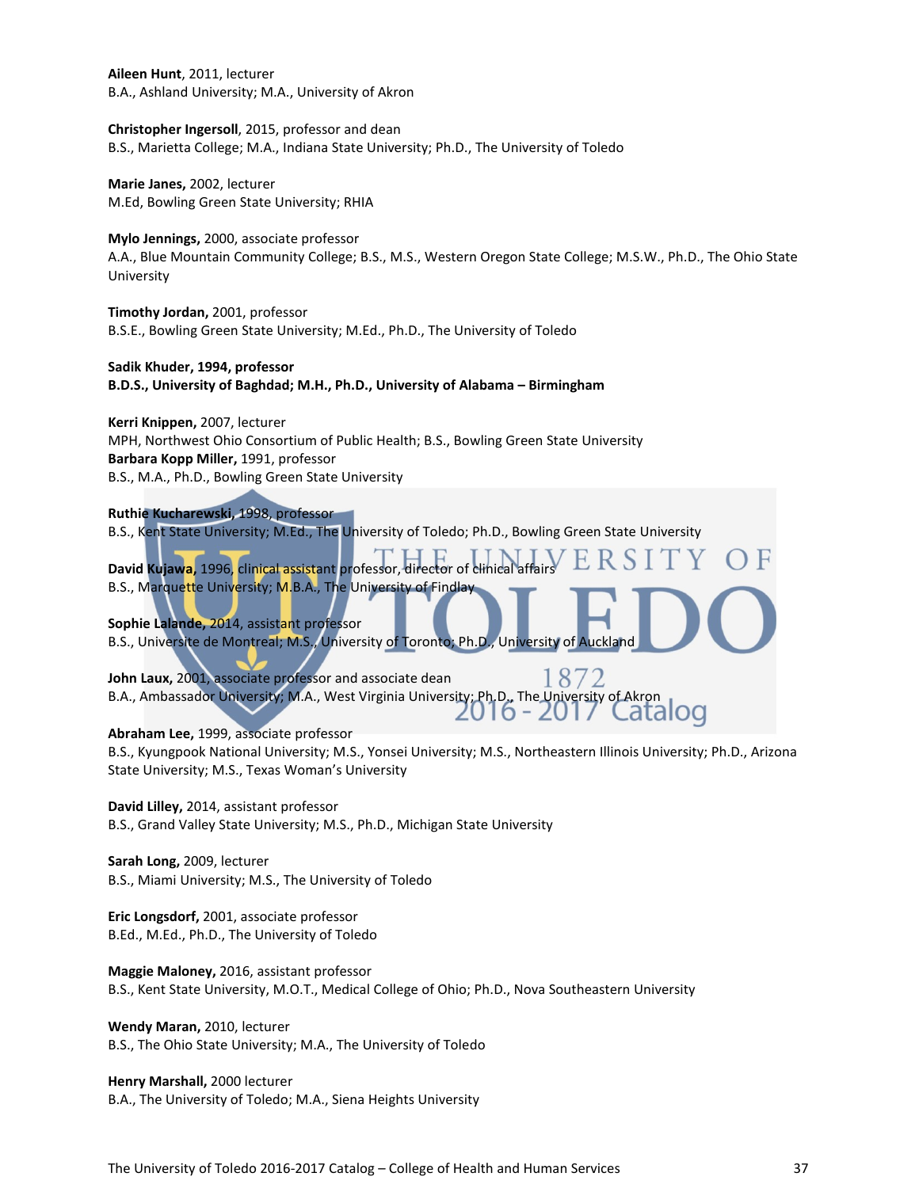**Aileen Hunt**, 2011, lecturer
B.A., Ashland University; M.A., University of Akron

**Christopher Ingersoll**, 2015, professor and dean
B.S., Marietta College; M.A., Indiana State University; Ph.D., The University of Toledo

**Marie Janes,** 2002, lecturer
M.Ed, Bowling Green State University; RHIA

**Mylo Jennings,** 2000, associate professor
A.A., Blue Mountain Community College; B.S., M.S., Western Oregon State College; M.S.W., Ph.D., The Ohio State University

**Timothy Jordan,** 2001, professor
B.S.E., Bowling Green State University; M.Ed., Ph.D., The University of Toledo

**Sadik Khuder, 1994, professor**
**B.D.S., University of Baghdad; M.H., Ph.D., University of Alabama – Birmingham**

**Kerri Knippen,** 2007, lecturer
MPH, Northwest Ohio Consortium of Public Health; B.S., Bowling Green State University

**Barbara Kopp Miller,** 1991, professor
B.S., M.A., Ph.D., Bowling Green State University

**Ruthie Kucharewski,** 1998, professor
B.S., Kent State University; M.Ed., The University of Toledo; Ph.D., Bowling Green State University

**David Kujawa,** 1996, clinical assistant professor, director of clinical affairs
B.S., Marquette University; M.B.A., The University of Findlay

**Sophie Lalande,** 2014, assistant professor
B.S., Universite de Montreal; M.S., University of Toronto; Ph.D., University of Auckland

**John Laux,** 2001, associate professor and associate dean
B.A., Ambassador University; M.A., West Virginia University; Ph.D., The University of Akron

**Abraham Lee,** 1999, associate professor
B.S., Kyungpook National University; M.S., Yonsei University; M.S., Northeastern Illinois University; Ph.D., Arizona State University; M.S., Texas Woman's University

**David Lilley,** 2014, assistant professor
B.S., Grand Valley State University; M.S., Ph.D., Michigan State University

**Sarah Long,** 2009, lecturer
B.S., Miami University; M.S., The University of Toledo

**Eric Longsdorf,** 2001, associate professor
B.Ed., M.Ed., Ph.D., The University of Toledo

**Maggie Maloney,** 2016, assistant professor
B.S., Kent State University, M.O.T., Medical College of Ohio; Ph.D., Nova Southeastern University

**Wendy Maran,** 2010, lecturer
B.S., The Ohio State University; M.A., The University of Toledo

**Henry Marshall,** 2000 lecturer
B.A., The University of Toledo; M.A., Siena Heights University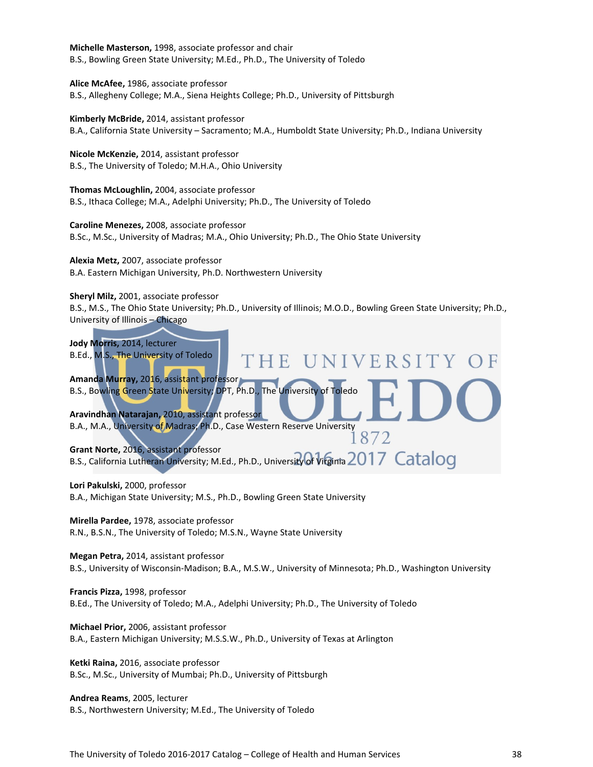**Michelle Masterson,** 1998, associate professor and chair
B.S., Bowling Green State University; M.Ed., Ph.D., The University of Toledo

**Alice McAfee,** 1986, associate professor
B.S., Allegheny College; M.A., Siena Heights College; Ph.D., University of Pittsburgh

**Kimberly McBride,** 2014, assistant professor
B.A., California State University – Sacramento; M.A., Humboldt State University; Ph.D., Indiana University

**Nicole McKenzie,** 2014, assistant professor
B.S., The University of Toledo; M.H.A., Ohio University

**Thomas McLoughlin,** 2004, associate professor
B.S., Ithaca College; M.A., Adelphi University; Ph.D., The University of Toledo

**Caroline Menezes,** 2008, associate professor
B.Sc., M.Sc., University of Madras; M.A., Ohio University; Ph.D., The Ohio State University

**Alexia Metz,** 2007, associate professor
B.A. Eastern Michigan University, Ph.D. Northwestern University

**Sheryl Milz,** 2001, associate professor
B.S., M.S., The Ohio State University; Ph.D., University of Illinois; M.O.D., Bowling Green State University; Ph.D., University of Illinois – Chicago

**Jody Morris,** 2014, lecturer
B.Ed., M.S., The University of Toledo

**Amanda Murray,** 2016, assistant professor
B.S., Bowling Green State University; DPT, Ph.D., The University of Toledo

**Aravindhan Natarajan,** 2010, assistant professor
B.A., M.A., University of Madras; Ph.D., Case Western Reserve University

**Grant Norte,** 2016, assistant professor
B.S., California Lutheran University; M.Ed., Ph.D., University of Virginia

**Lori Pakulski,** 2000, professor
B.A., Michigan State University; M.S., Ph.D., Bowling Green State University

**Mirella Pardee,** 1978, associate professor
R.N., B.S.N., The University of Toledo; M.S.N., Wayne State University

**Megan Petra,** 2014, assistant professor
B.S., University of Wisconsin-Madison; B.A., M.S.W., University of Minnesota; Ph.D., Washington University

**Francis Pizza,** 1998, professor
B.Ed., The University of Toledo; M.A., Adelphi University; Ph.D., The University of Toledo

**Michael Prior,** 2006, assistant professor
B.A., Eastern Michigan University; M.S.S.W., Ph.D., University of Texas at Arlington

**Ketki Raina,** 2016, associate professor
B.Sc., M.Sc., University of Mumbai; Ph.D., University of Pittsburgh

**Andrea Reams**, 2005, lecturer
B.S., Northwestern University; M.Ed., The University of Toledo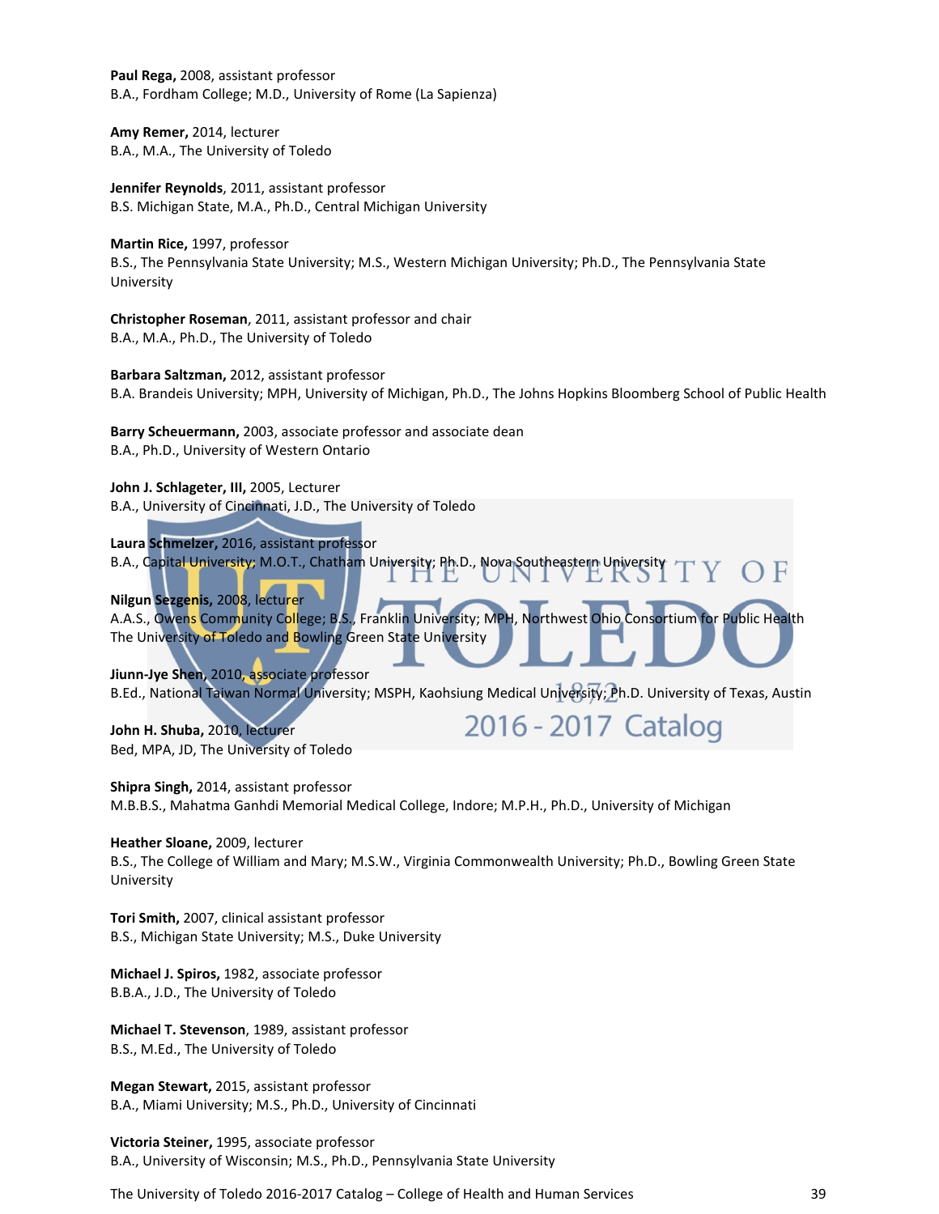**Paul Rega,** 2008, assistant professor
B.A., Fordham College; M.D., University of Rome (La Sapienza)

**Amy Remer,** 2014, lecturer
B.A., M.A., The University of Toledo

**Jennifer Reynolds**, 2011, assistant professor
B.S. Michigan State, M.A., Ph.D., Central Michigan University

**Martin Rice,** 1997, professor
B.S., The Pennsylvania State University; M.S., Western Michigan University; Ph.D., The Pennsylvania State University

**Christopher Roseman**, 2011, assistant professor and chair
B.A., M.A., Ph.D., The University of Toledo

**Barbara Saltzman,** 2012, assistant professor
B.A. Brandeis University; MPH, University of Michigan, Ph.D., The Johns Hopkins Bloomberg School of Public Health

**Barry Scheuermann,** 2003, associate professor and associate dean
B.A., Ph.D., University of Western Ontario

**John J. Schlageter, III,** 2005, Lecturer
B.A., University of Cincinnati, J.D., The University of Toledo

**Laura Schmelzer,** 2016, assistant professor
B.A., Capital University; M.O.T., Chatham University; Ph.D., Nova Southeastern University

**Nilgun Sezgenis,** 2008, lecturer
A.A.S., Owens Community College; B.S., Franklin University; MPH, Northwest Ohio Consortium for Public Health The University of Toledo and Bowling Green State University

**Jiunn-Jye Shen,** 2010, associate professor
B.Ed., National Taiwan Normal University; MSPH, Kaohsiung Medical University; Ph.D. University of Texas, Austin

**John H. Shuba,** 2010, lecturer
Bed, MPA, JD, The University of Toledo

**Shipra Singh,** 2014, assistant professor
M.B.B.S., Mahatma Ganhdi Memorial Medical College, Indore; M.P.H., Ph.D., University of Michigan

**Heather Sloane,** 2009, lecturer
B.S., The College of William and Mary; M.S.W., Virginia Commonwealth University; Ph.D., Bowling Green State University

**Tori Smith,** 2007, clinical assistant professor
B.S., Michigan State University; M.S., Duke University

**Michael J. Spiros,** 1982, associate professor
B.B.A., J.D., The University of Toledo

**Michael T. Stevenson**, 1989, assistant professor
B.S., M.Ed., The University of Toledo

**Megan Stewart,** 2015, assistant professor
B.A., Miami University; M.S., Ph.D., University of Cincinnati

**Victoria Steiner,** 1995, associate professor
B.A., University of Wisconsin; M.S., Ph.D., Pennsylvania State University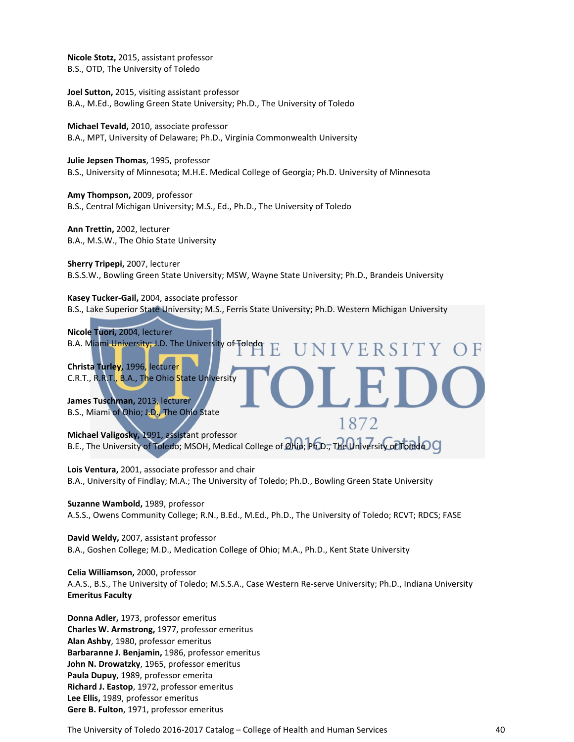**Nicole Stotz,** 2015, assistant professor
B.S., OTD, The University of Toledo

**Joel Sutton,** 2015, visiting assistant professor
B.A., M.Ed., Bowling Green State University; Ph.D., The University of Toledo

**Michael Tevald,** 2010, associate professor
B.A., MPT, University of Delaware; Ph.D., Virginia Commonwealth University

**Julie Jepsen Thomas**, 1995, professor
B.S., University of Minnesota; M.H.E. Medical College of Georgia; Ph.D. University of Minnesota

**Amy Thompson,** 2009, professor
B.S., Central Michigan University; M.S., Ed., Ph.D., The University of Toledo

**Ann Trettin,** 2002, lecturer
B.A., M.S.W., The Ohio State University

**Sherry Tripepi,** 2007, lecturer
B.S.S.W., Bowling Green State University; MSW, Wayne State University; Ph.D., Brandeis University

**Kasey Tucker-Gail,** 2004, associate professor
B.S., Lake Superior State University; M.S., Ferris State University; Ph.D. Western Michigan University

**Nicole Tuori,** 2004, lecturer
B.A. Miami University; J.D. The University of Toledo

**Christa Turley,** 1996, lecturer
C.R.T., R.R.T., B.A., The Ohio State University

**James Tuschman,** 2013, lecturer
B.S., Miami of Ohio; J.D., The Ohio State

**Michael Valigosky,** 1991, assistant professor
B.E., The University of Toledo; MSOH, Medical College of Ohio; Ph.D., The University of Toledo

**Lois Ventura,** 2001, associate professor and chair
B.A., University of Findlay; M.A.; The University of Toledo; Ph.D., Bowling Green State University

**Suzanne Wambold,** 1989, professor
A.S.S., Owens Community College; R.N., B.Ed., M.Ed., Ph.D., The University of Toledo; RCVT; RDCS; FASE

**David Weldy,** 2007, assistant professor
B.A., Goshen College; M.D., Medication College of Ohio; M.A., Ph.D., Kent State University

**Celia Williamson,** 2000, professor
A.A.S., B.S., The University of Toledo; M.S.S.A., Case Western Re-serve University; Ph.D., Indiana University

**Emeritus Faculty**

**Donna Adler,** 1973, professor emeritus
**Charles W. Armstrong,** 1977, professor emeritus
**Alan Ashby**, 1980, professor emeritus
**Barbaranne J. Benjamin,** 1986, professor emeritus
**John N. Drowatzky**, 1965, professor emeritus
**Paula Dupuy**, 1989, professor emerita
**Richard J. Eastop**, 1972, professor emeritus
**Lee Ellis,** 1989, professor emeritus
**Gere B. Fulton**, 1971, professor emeritus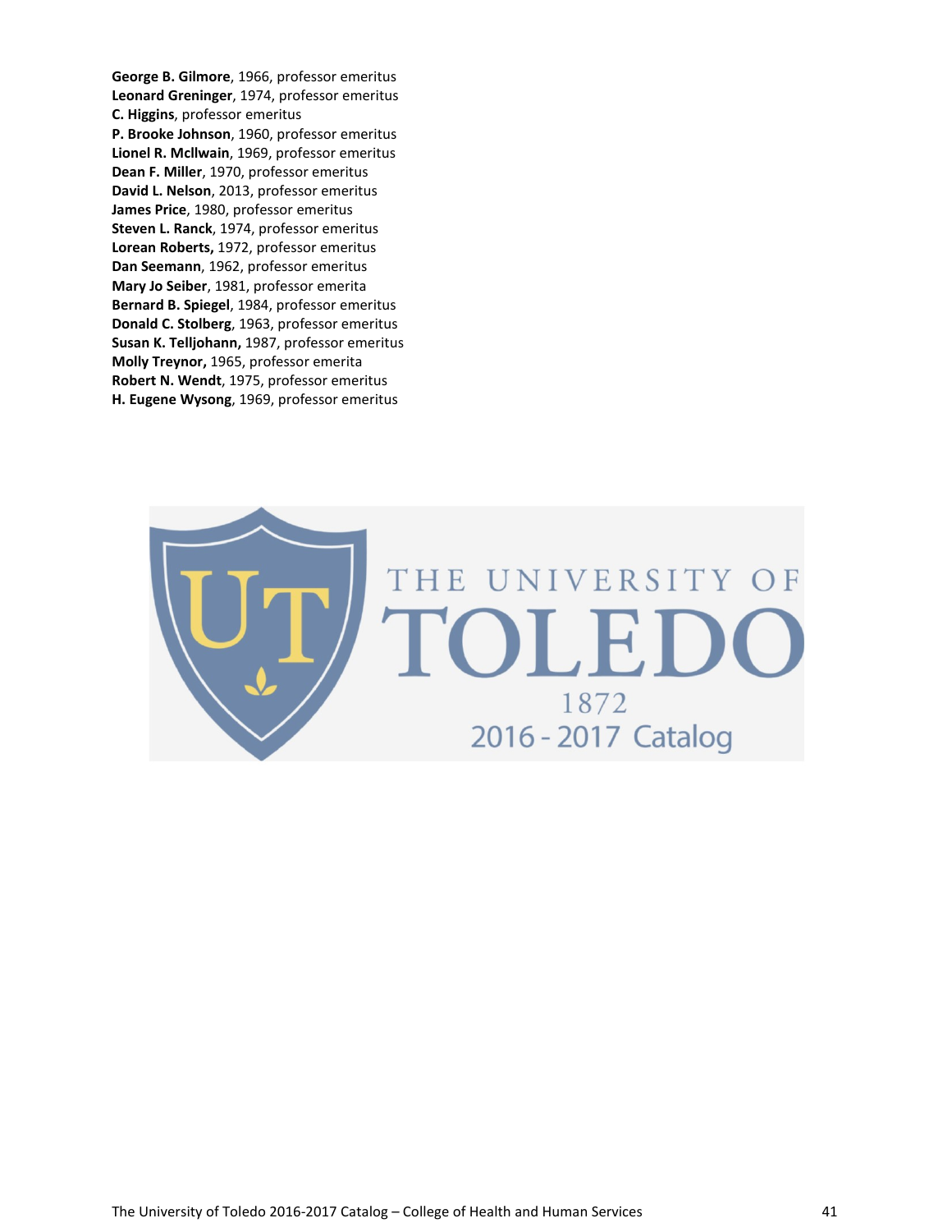**George B. Gilmore**, 1966, professor emeritus
**Leonard Greninger**, 1974, professor emeritus
**C. Higgins**, professor emeritus
**P. Brooke Johnson**, 1960, professor emeritus
**Lionel R. McIlwain**, 1969, professor emeritus
**Dean F. Miller**, 1970, professor emeritus
**David L. Nelson**, 2013, professor emeritus
**James Price**, 1980, professor emeritus
**Steven L. Ranck**, 1974, professor emeritus
**Lorean Roberts,** 1972, professor emeritus
**Dan Seemann**, 1962, professor emeritus
**Mary Jo Seiber**, 1981, professor emerita
**Bernard B. Spiegel**, 1984, professor emeritus
**Donald C. Stolberg**, 1963, professor emeritus
**Susan K. Telljohann,** 1987, professor emeritus
**Molly Treynor,** 1965, professor emerita
**Robert N. Wendt**, 1975, professor emeritus
**H. Eugene Wysong**, 1969, professor emeritus

THE UNIVERSITY OF TOLEDO
1872
2016 - 2017 Catalog